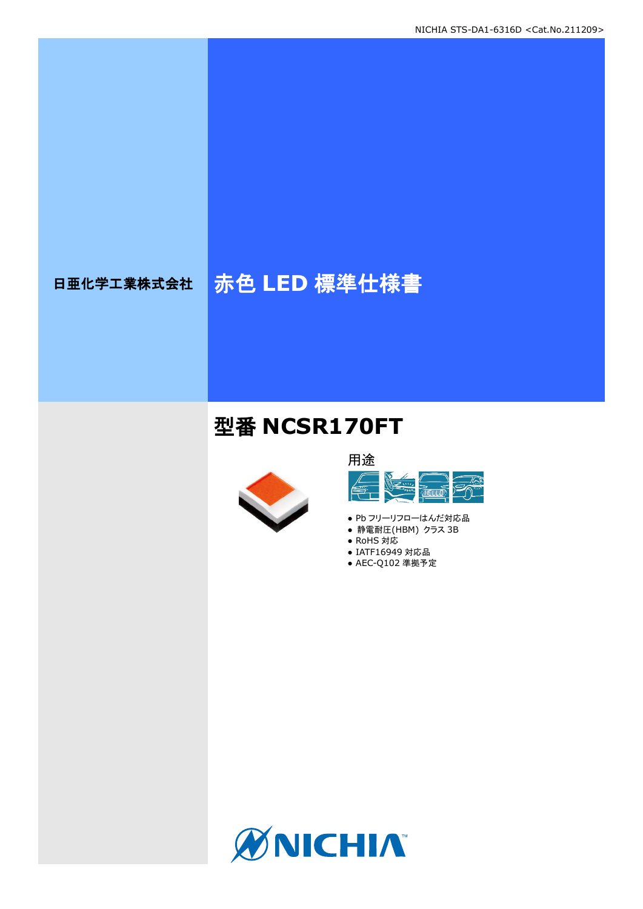日亜化学工業株式会社

# 赤色 LED 標準仕様書

## 型番 NCSR170FT

用途

- Pb フリーリフローはんだ対応品
- 静電耐圧(HBM) クラス 3B
- RoHS 対応
- IATF16949 対応品
- AEC-Q102 準拠予定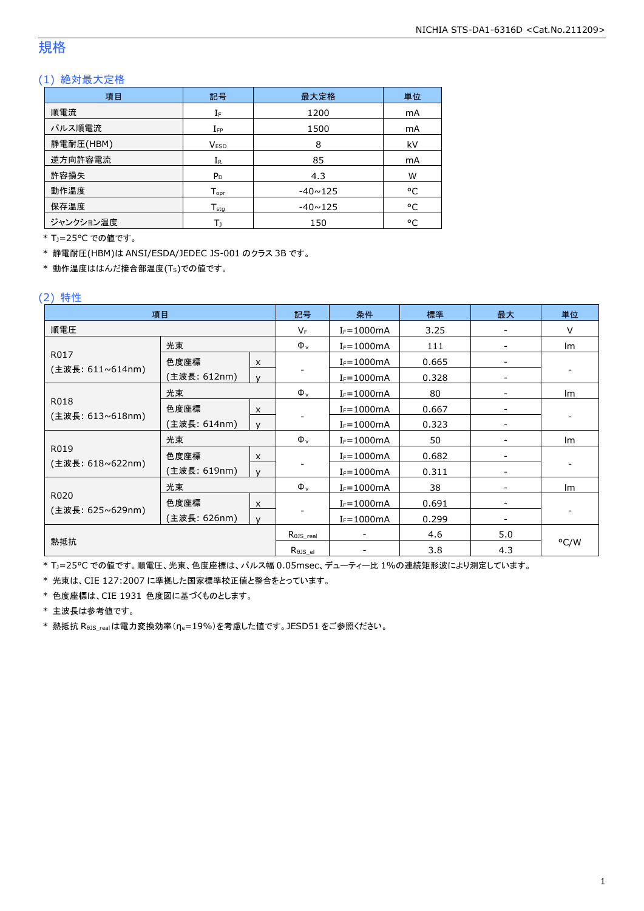# 規格

## (1) 絶対最大定格

| 項目 | 記号 | 最大定格 | 単位 |
|---|---|---|---|
| 順電流 | $I_F$ | 1200 | mA |
| パルス順電流 | $I_{FP}$ | 1500 | mA |
| 静電耐圧(HBM) | $V_{ESD}$ | 8 | kV |
| 逆方向許容電流 | $I_R$ | 85 | mA |
| 許容損失 | $P_D$ | 4.3 | W |
| 動作温度 | $T_{opr}$ | -40~125 | °C |
| 保存温度 | $T_{stg}$ | -40~125 | °C |
| ジャンクション温度 | $T_J$ | 150 | °C |

* $T_J$=25°C での値です。
* 静電耐圧(HBM)は ANSI/ESDA/JEDEC JS-001 のクラス 3B です。
* 動作温度ははんだ接合部温度($T_S$)での値です。

## (2) 特性

| 項目 | | | 記号 | 条件 | 標準 | 最大 | 単位 |
|---|---|---|---|---|---|---|---|
| 順電圧 | | | $V_F$ | $I_F$=1000mA | 3.25 | - | V |
| R017 (主波長: 611~614nm) | 光束 | | $\Phi_v$ | $I_F$=1000mA | 111 | - | lm |
| | 色度座標 (主波長: 612nm) | x | - | $I_F$=1000mA | 0.665 | - | - |
| | | y | | $I_F$=1000mA | 0.328 | - | |
| R018 (主波長: 613~618nm) | 光束 | | $\Phi_v$ | $I_F$=1000mA | 80 | - | lm |
| | 色度座標 (主波長: 614nm) | x | - | $I_F$=1000mA | 0.667 | - | - |
| | | y | | $I_F$=1000mA | 0.323 | - | |
| R019 (主波長: 618~622nm) | 光束 | | $\Phi_v$ | $I_F$=1000mA | 50 | - | lm |
| | 色度座標 (主波長: 619nm) | x | - | $I_F$=1000mA | 0.682 | - | - |
| | | y | | $I_F$=1000mA | 0.311 | - | |
| R020 (主波長: 625~629nm) | 光束 | | $\Phi_v$ | $I_F$=1000mA | 38 | - | lm |
| | 色度座標 (主波長: 626nm) | x | - | $I_F$=1000mA | 0.691 | - | - |
| | | y | | $I_F$=1000mA | 0.299 | - | |
| 熱抵抗 | | | $R_{\theta JS\_real}$ | - | 4.6 | 5.0 | °C/W |
| | | | $R_{\theta JS\_el}$ | - | 3.8 | 4.3 | |

* $T_J$=25°C での値です。順電圧、光束、色度座標は、パルス幅 0.05msec、デューティー比 1%の連続矩形波により測定しています。
* 光束は、CIE 127:2007 に準拠した国家標準校正値と整合をとっています。
* 色度座標は、CIE 1931 色度図に基づくものとします。
* 主波長は参考値です。
* 熱抵抗 $R_{\theta JS\_real}$ は電力変換効率($\eta_e$=19%)を考慮した値です。JESD51 をご参照ください。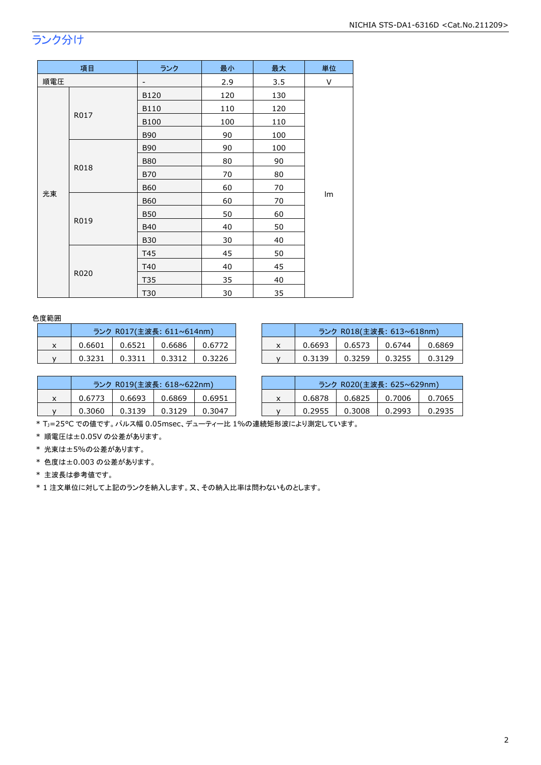## ランク分け

| 項目 | | ランク | 最小 | 最大 | 単位 |
|---|---|---|---|---|---|
| 順電圧 | | - | 2.9 | 3.5 | V |
| 光束 | R017 | B120 | 120 | 130 | lm |
| | | B110 | 110 | 120 | |
| | | B100 | 100 | 110 | |
| | | B90 | 90 | 100 | |
| | R018 | B90 | 90 | 100 | |
| | | B80 | 80 | 90 | |
| | | B70 | 70 | 80 | |
| | | B60 | 60 | 70 | |
| | R019 | B60 | 60 | 70 | |
| | | B50 | 50 | 60 | |
| | | B40 | 40 | 50 | |
| | | B30 | 30 | 40 | |
| | R020 | T45 | 45 | 50 | |
| | | T40 | 40 | 45 | |
| | | T35 | 35 | 40 | |
| | | T30 | 30 | 35 | |

色度範囲

| | ランク R017(主波長: 611~614nm) | | | |
|---|---|---|---|---|
| x | 0.6601 | 0.6521 | 0.6686 | 0.6772 |
| y | 0.3231 | 0.3311 | 0.3312 | 0.3226 |

| | ランク R018(主波長: 613~618nm) | | | |
|---|---|---|---|---|
| x | 0.6693 | 0.6573 | 0.6744 | 0.6869 |
| y | 0.3139 | 0.3259 | 0.3255 | 0.3129 |

| | ランク R019(主波長: 618~622nm) | | | |
|---|---|---|---|---|
| x | 0.6773 | 0.6693 | 0.6869 | 0.6951 |
| y | 0.3060 | 0.3139 | 0.3129 | 0.3047 |

| | ランク R020(主波長: 625~629nm) | | | |
|---|---|---|---|---|
| x | 0.6878 | 0.6825 | 0.7006 | 0.7065 |
| y | 0.2955 | 0.3008 | 0.2993 | 0.2935 |

\* $T_J$=25°C での値です。パルス幅 0.05msec、デューティー比 1%の連続矩形波により測定しています。

\* 順電圧は±0.05V の公差があります。

\* 光束は±5%の公差があります。

\* 色度は±0.003 の公差があります。

\* 主波長は参考値です。

\* 1 注文単位に対して上記のランクを納入します。又、その納入比率は問わないものとします。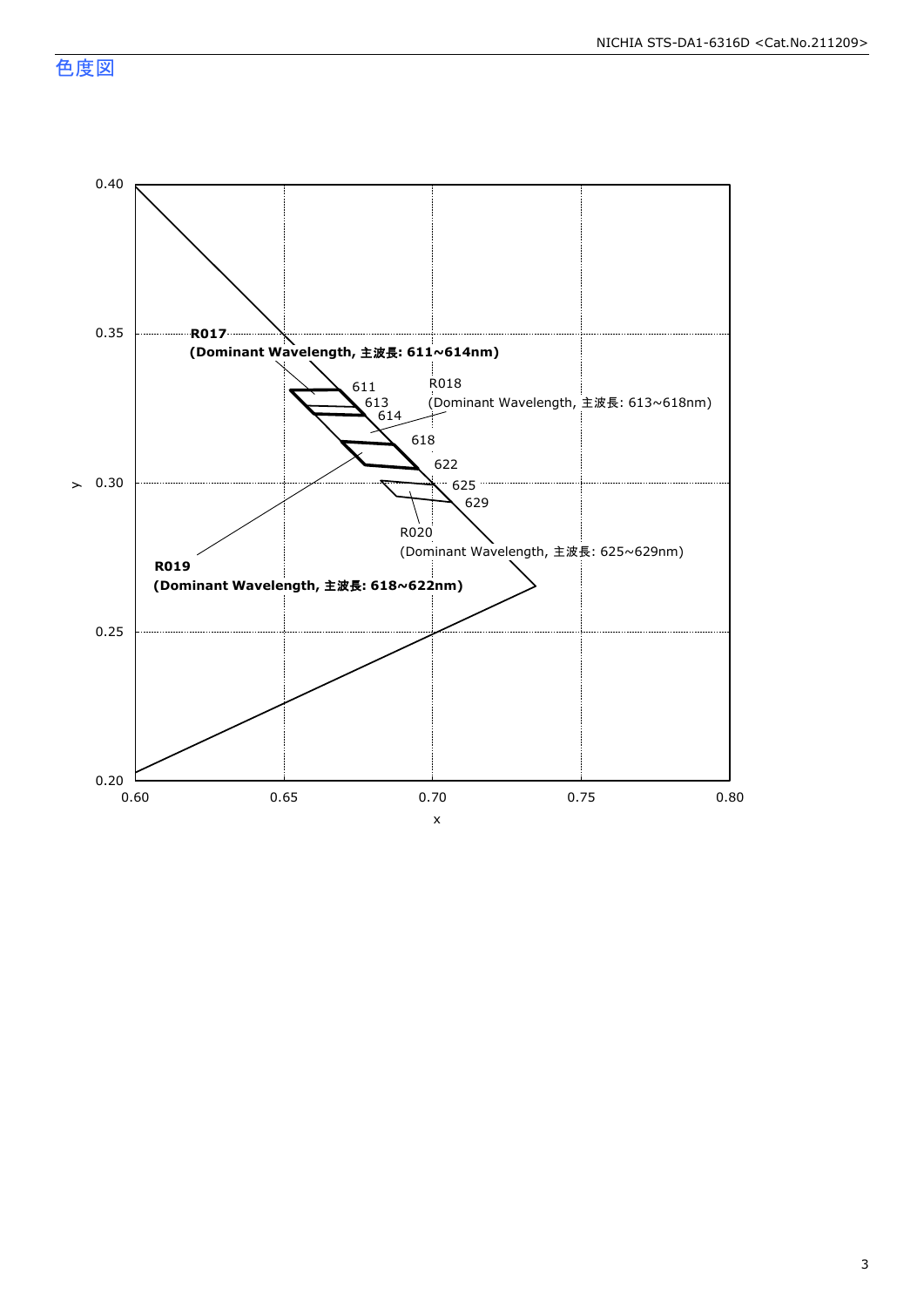## 色度図

R017
(Dominant Wavelength, 主波長: 611~614nm)

R018
(Dominant Wavelength, 主波長: 613~618nm)

R019
(Dominant Wavelength, 主波長: 618~622nm)

R020
(Dominant Wavelength, 主波長: 625~629nm)

611, 613, 614, 618, 622, 625, 629

y: 0.20, 0.25, 0.30, 0.35, 0.40

x: 0.60, 0.65, 0.70, 0.75, 0.80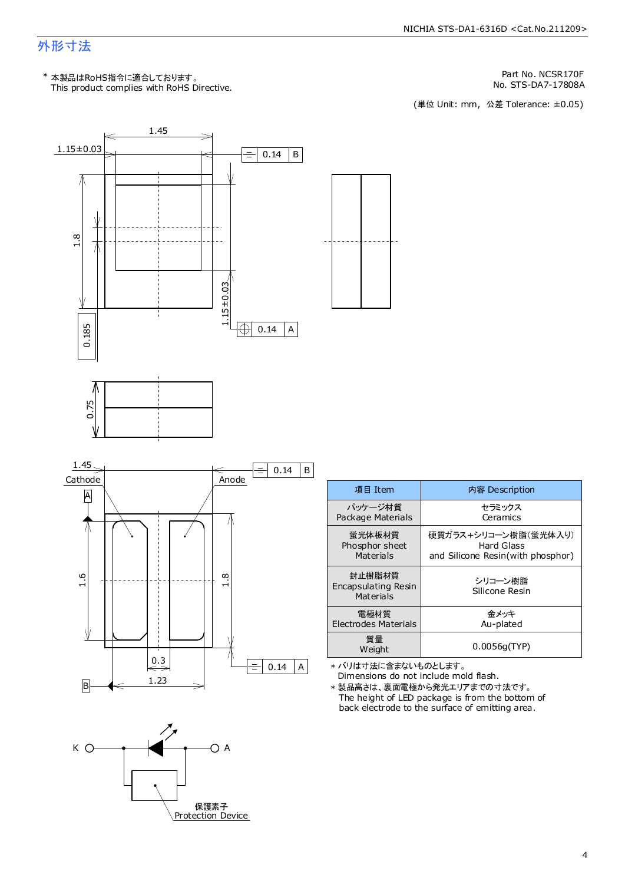## 外形寸法

\* 本製品はRoHS指令に適合しております。
This product complies with RoHS Directive.

Part No. NCSR170F
No. STS-DA7-17808A

(単位 Unit: mm, 公差 Tolerance: ±0.05)

| 項目 Item | 内容 Description |
|---|---|
| パッケージ材質 Package Materials | セラミックス Ceramics |
| 蛍光体板材質 Phosphor sheet Materials | 硬質ガラス+シリコーン樹脂(蛍光体入り) Hard Glass and Silicone Resin(with phosphor) |
| 封止樹脂材質 Encapsulating Resin Materials | シリコーン樹脂 Silicone Resin |
| 電極材質 Electrodes Materials | 金メッキ Au-plated |
| 質量 Weight | 0.0056g(TYP) |

\* バリは寸法に含まないものとします。
Dimensions do not include mold flash.

\* 製品高さは、裏面電極から発光エリアまでの寸法です。
The height of LED package is from the bottom of back electrode to the surface of emitting area.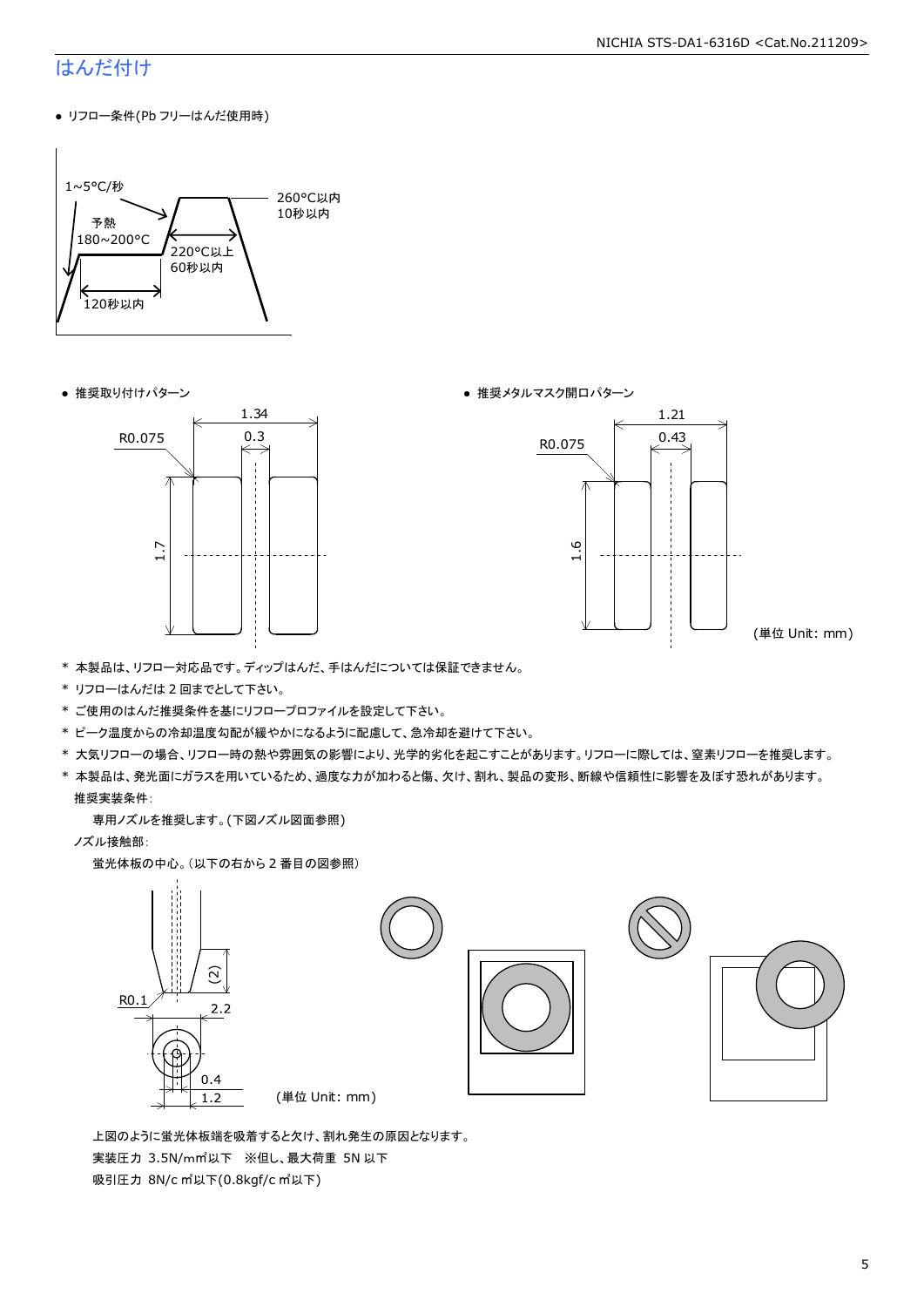# はんだ付け

- リフロー条件(Pb フリーはんだ使用時)

1~5°C/秒
予熱
180~200°C
120秒以内
220°C以上
60秒以内
260°C以内
10秒以内

- 推奨取り付けパターン

R0.075
1.34
0.3
1.7

- 推奨メタルマスク開口パターン

R0.075
1.21
0.43
1.6

(単位 Unit: mm)

\* 本製品は、リフロー対応品です。ディップはんだ、手はんだについては保証できません。

\* リフローはんだは 2 回までとして下さい。

\* ご使用のはんだ推奨条件を基にリフロープロファイルを設定して下さい。

\* ピーク温度からの冷却温度勾配が緩やかになるように配慮して、急冷却を避けて下さい。

\* 大気リフローの場合、リフロー時の熱や雰囲気の影響により、光学的劣化を起こすことがあります。リフローに際しては、窒素リフローを推奨します。

\* 本製品は、発光面にガラスを用いているため、過度な力が加わると傷、欠け、割れ、製品の変形、断線や信頼性に影響を及ぼす恐れがあります。

推奨実装条件:

専用ノズルを推奨します。(下図ノズル図面参照)

ノズル接触部:

蛍光体板の中心。(以下の右から 2 番目の図参照)

(2)
R0.1
2.2
0.4
1.2

(単位 Unit: mm)

上図のように蛍光体板端を吸着すると欠け、割れ発生の原因となります。

実装圧力 3.5N/mm²以下 ※但し、最大荷重 5N 以下

吸引圧力 8N/cm²以下(0.8kgf/cm²以下)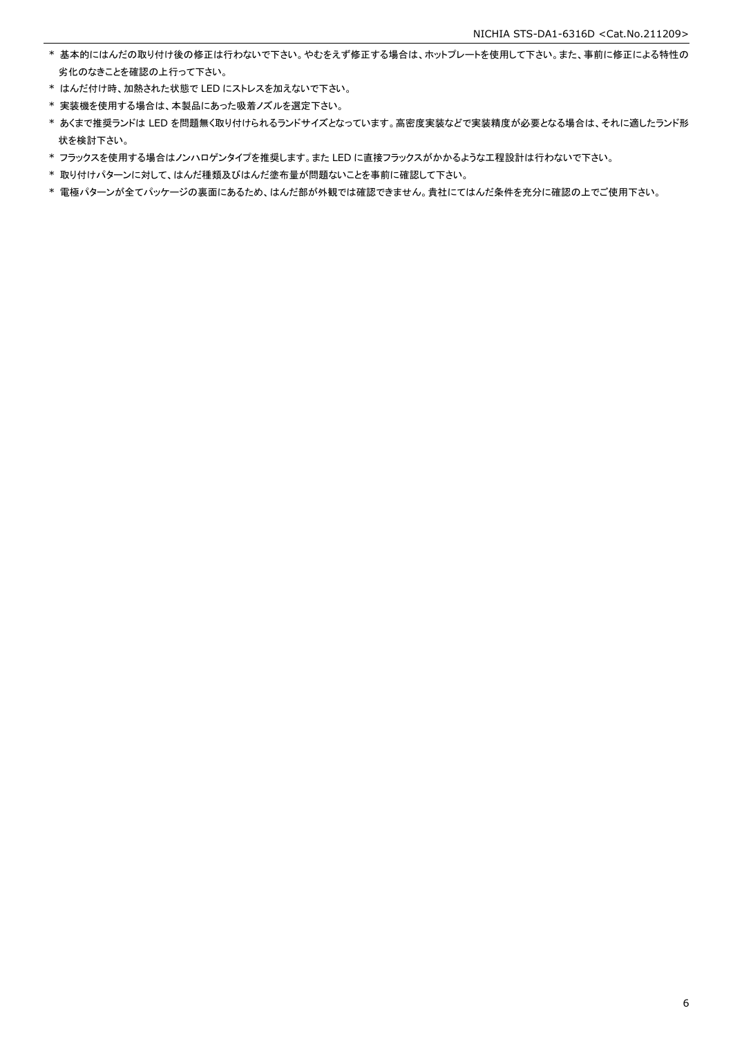* 基本的にはんだの取り付け後の修正は行わないで下さい。やむをえず修正する場合は、ホットプレートを使用して下さい。また、事前に修正による特性の劣化のなきことを確認の上行って下さい。
* はんだ付け時、加熱された状態で LED にストレスを加えないで下さい。
* 実装機を使用する場合は、本製品にあった吸着ノズルを選定下さい。
* あくまで推奨ランドは LED を問題無く取り付けられるランドサイズとなっています。高密度実装などで実装精度が必要となる場合は、それに適したランド形状を検討下さい。
* フラックスを使用する場合はノンハロゲンタイプを推奨します。また LED に直接フラックスがかかるような工程設計は行わないで下さい。
* 取り付けパターンに対して、はんだ種類及びはんだ塗布量が問題ないことを事前に確認して下さい。
* 電極パターンが全てパッケージの裏面にあるため、はんだ部が外観では確認できません。貴社にてはんだ条件を充分に確認の上でご使用下さい。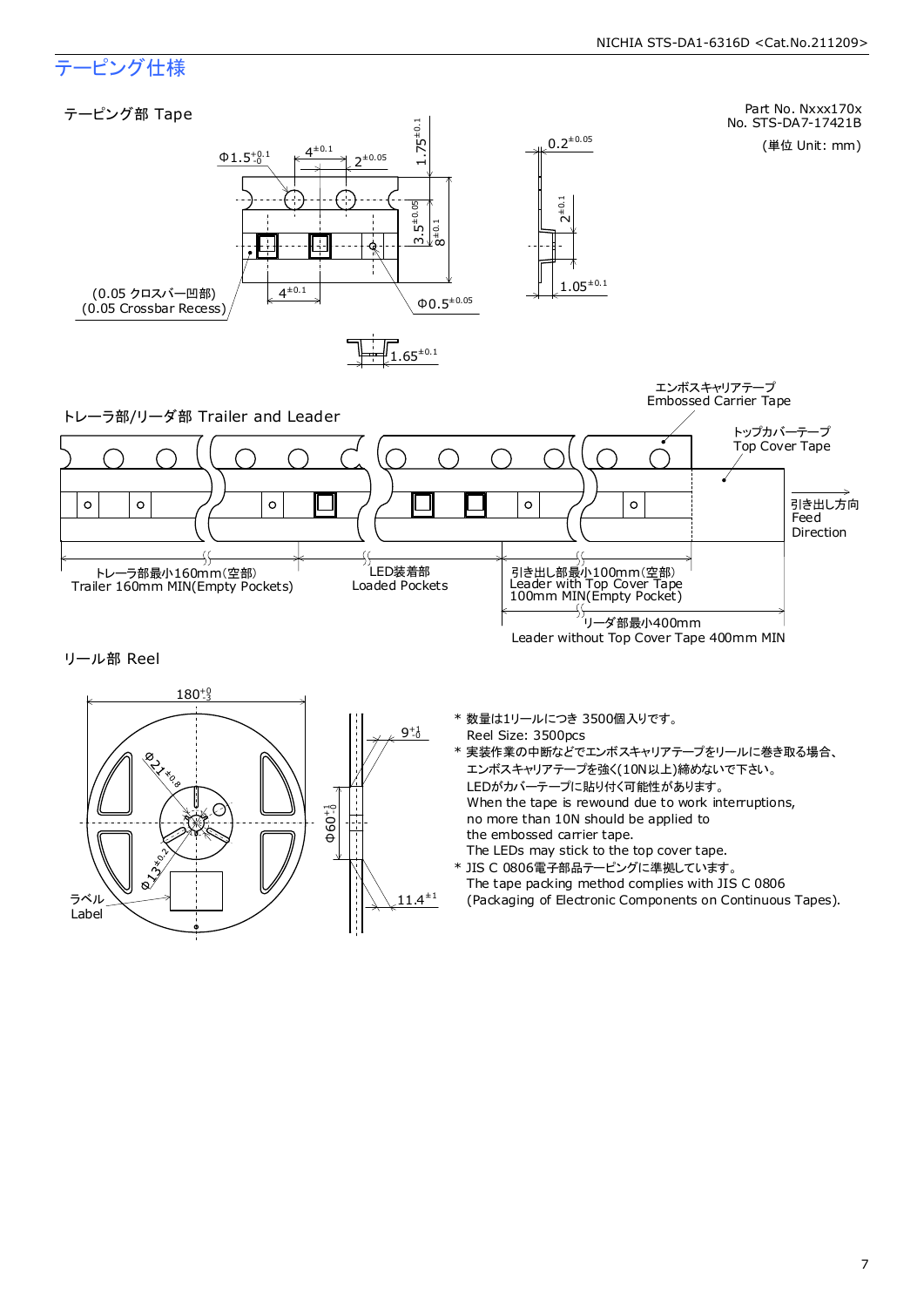# テーピング仕様

## テーピング部 Tape

Part No. Nxxx170x
No. STS-DA7-17421B

(単位 Unit: mm)

$\Phi 1.5^{+0.1}_{-0}$　$4^{\pm 0.1}$　$2^{\pm 0.05}$　$1.75^{\pm 0.1}$　$3.5^{\pm 0.05}$　$8^{\pm 0.1}$　$0.2^{\pm 0.05}$　$2^{\pm 0.1}$　$1.05^{\pm 0.1}$　$4^{\pm 0.1}$　$\Phi 0.5^{\pm 0.05}$　$1.65^{\pm 0.1}$

(0.05 クロスバー凹部)
(0.05 Crossbar Recess)

## トレーラ部/リーダ部 Trailer and Leader

エンボスキャリアテープ
Embossed Carrier Tape

トップカバーテープ
Top Cover Tape

引き出し方向
Feed Direction

トレーラ部最小160mm(空部)
Trailer 160mm MIN(Empty Pockets)

LED装着部
Loaded Pockets

引き出し部最小100mm(空部)
Leader with Top Cover Tape 100mm MIN(Empty Pocket)

リーダ部最小400mm
Leader without Top Cover Tape 400mm MIN

## リール部 Reel

$180^{+0}_{-3}$　$\Phi 21^{\pm 0.8}$　$\Phi 13^{\pm 0.2}$　$9^{+1}_{-0}$　$\Phi 60^{+1}_{-0}$　$11.4^{\pm 1}$

ラベル
Label

* 数量は1リールにつき 3500個入りです。
  Reel Size: 3500pcs
* 実装作業の中断などでエンボスキャリアテープをリールに巻き取る場合、エンボスキャリアテープを強く(10N以上)締めないで下さい。
  LEDがカバーテープに貼り付く可能性があります。
  When the tape is rewound due to work interruptions, no more than 10N should be applied to the embossed carrier tape.
  The LEDs may stick to the top cover tape.
* JIS C 0806電子部品テーピングに準拠しています。
  The tape packing method complies with JIS C 0806 (Packaging of Electronic Components on Continuous Tapes).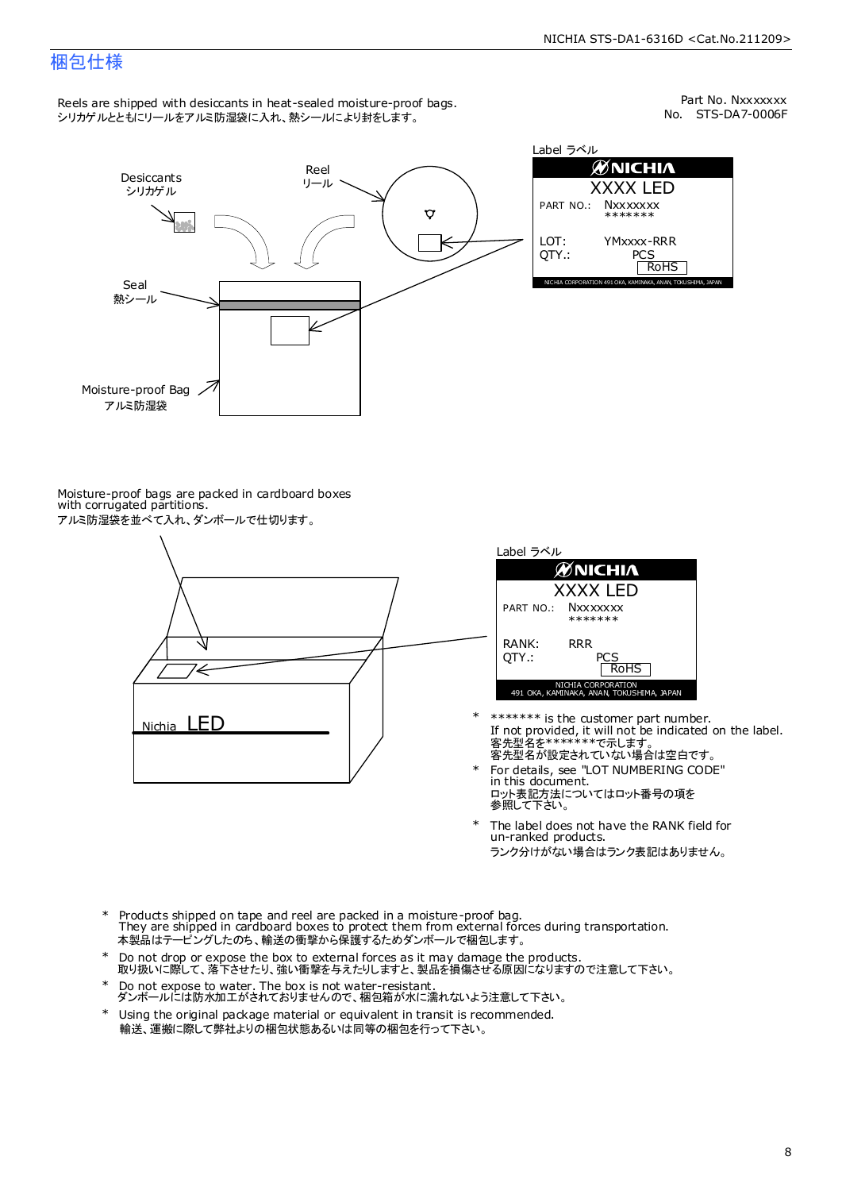# 梱包仕様

Part No. Nxxxxxxx
No. STS-DA7-0006F

Reels are shipped with desiccants in heat-sealed moisture-proof bags.
シリカゲルとともにリールをアルミ防湿袋に入れ、熱シールにより封をします。

Desiccants
シリカゲル

Reel
リール

Seal
熱シール

Moisture-proof Bag
アルミ防湿袋

Label ラベル

NICHIA
XXXX LED
PART NO.: Nxxxxxxx
\*\*\*\*\*\*\*
LOT: YMxxxx-RRR
QTY.: PCS
RoHS
NICHIA CORPORATION 491 OKA, KAMINAKA, ANAN, TOKUSHIMA, JAPAN

Moisture-proof bags are packed in cardboard boxes with corrugated partitions.
アルミ防湿袋を並べて入れ、ダンボールで仕切ります。

Nichia LED

Label ラベル

NICHIA
XXXX LED
PART NO.: Nxxxxxxx
\*\*\*\*\*\*\*
RANK: RRR
QTY.: PCS
RoHS
NICHIA CORPORATION
491 OKA, KAMINAKA, ANAN, TOKUSHIMA, JAPAN

\* \*\*\*\*\*\*\* is the customer part number.
If not provided, it will not be indicated on the label.
客先型名を\*\*\*\*\*\*\*で示します。
客先型名が設定されていない場合は空白です。

\* For details, see "LOT NUMBERING CODE" in this document.
ロット表記方法についてはロット番号の項を参照して下さい。

\* The label does not have the RANK field for un-ranked products.
ランク分けがない場合はランク表記はありません。

- Products shipped on tape and reel are packed in a moisture-proof bag.
  They are shipped in cardboard boxes to protect them from external forces during transportation.
  本製品はテーピングしたのち、輸送の衝撃から保護するためダンボールで梱包します。
- Do not drop or expose the box to external forces as it may damage the products.
  取り扱いに際して、落下させたり、強い衝撃を与えたりしますと、製品を損傷させる原因になりますので注意して下さい。
- Do not expose to water. The box is not water-resistant.
  ダンボールには防水加工がされておりませんので、梱包箱が水に濡れないよう注意して下さい。
- Using the original package material or equivalent in transit is recommended.
  輸送、運搬に際して弊社よりの梱包状態あるいは同等の梱包を行って下さい。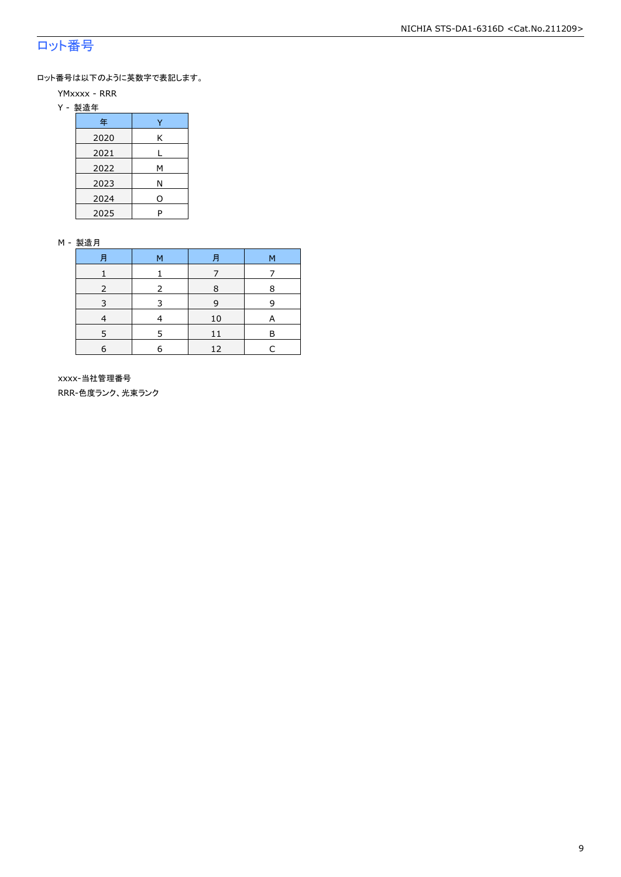## ロット番号

ロット番号は以下のように英数字で表記します。

YMxxxx - RRR

Y - 製造年

| 年 | Y |
|---|---|
| 2020 | K |
| 2021 | L |
| 2022 | M |
| 2023 | N |
| 2024 | O |
| 2025 | P |

M - 製造月

| 月 | M | 月 | M |
|---|---|---|---|
| 1 | 1 | 7 | 7 |
| 2 | 2 | 8 | 8 |
| 3 | 3 | 9 | 9 |
| 4 | 4 | 10 | A |
| 5 | 5 | 11 | B |
| 6 | 6 | 12 | C |

xxxx-当社管理番号

RRR-色度ランク、光束ランク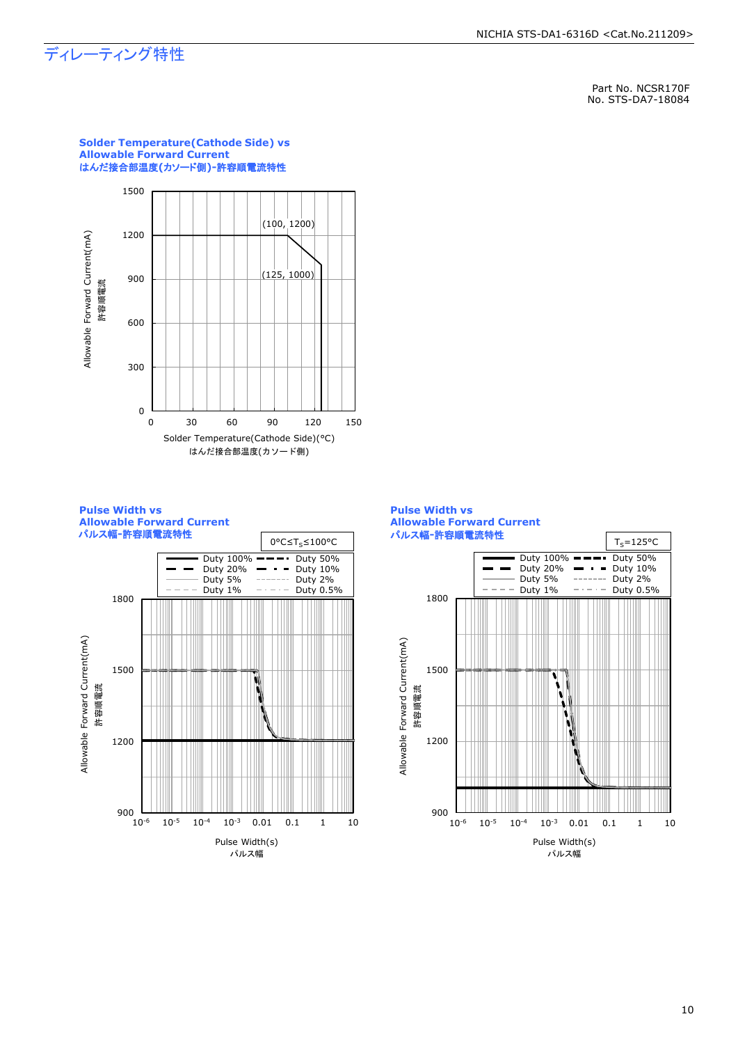## ディレーティング特性

Part No. NCSR170F
No. STS-DA7-18084

### Solder Temperature(Cathode Side) vs Allowable Forward Current
### はんだ接合部温度(カソード側)-許容順電流特性

Allowable Forward Current(mA)
許容順電流

(100, 1200)

(125, 1000)

Solder Temperature(Cathode Side)(°C)
はんだ接合部温度(カソード側)

### Pulse Width vs Allowable Forward Current
### パルス幅-許容順電流特性

$0°C \leq T_S \leq 100°C$

Duty 100% / Duty 50% / Duty 20% / Duty 10% / Duty 5% / Duty 2% / Duty 1% / Duty 0.5%

Allowable Forward Current(mA)
許容順電流

Pulse Width(s)
パルス幅

### Pulse Width vs Allowable Forward Current
### パルス幅-許容順電流特性

$T_S=125°C$

Duty 100% / Duty 50% / Duty 20% / Duty 10% / Duty 5% / Duty 2% / Duty 1% / Duty 0.5%

Allowable Forward Current(mA)
許容順電流

Pulse Width(s)
パルス幅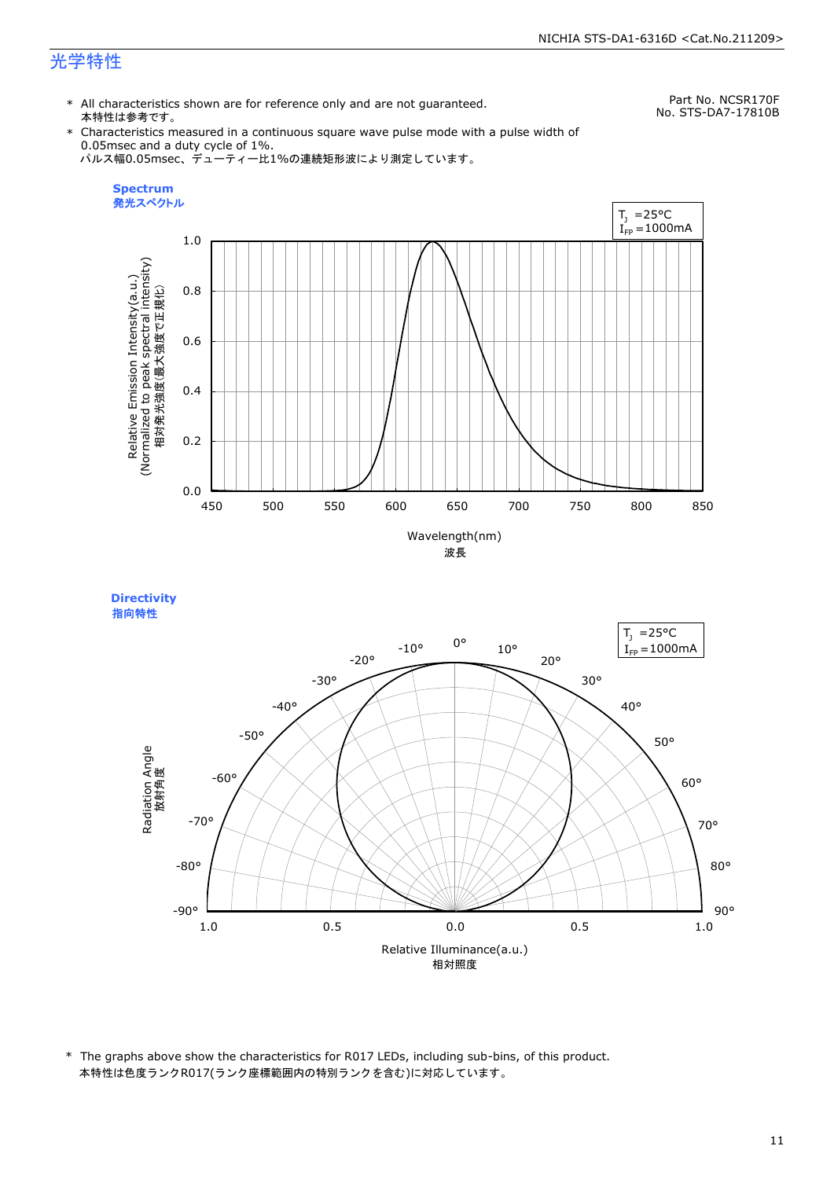## 光学特性

Part No. NCSR170F
No. STS-DA7-17810B

\* All characteristics shown are for reference only and are not guaranteed.
本特性は参考です。

\* Characteristics measured in a continuous square wave pulse mode with a pulse width of 0.05msec and a duty cycle of 1%.
パルス幅0.05msec、デューティー比1%の連続矩形波により測定しています。

**Spectrum**
**発光スペクトル**

$T_J$ =25°C
$I_{FP}$ =1000mA

Relative Emission Intensity(a.u.)
(Normalized to peak spectral intensity)
相対発光強度(最大強度で正規化)

Wavelength(nm)
波長

**Directivity**
**指向特性**

$T_J$ =25°C
$I_{FP}$ =1000mA

Radiation Angle
放射角度

Relative Illuminance(a.u.)
相対照度

\* The graphs above show the characteristics for R017 LEDs, including sub-bins, of this product.
本特性は色度ランクR017(ランク座標範囲内の特別ランクを含む)に対応しています。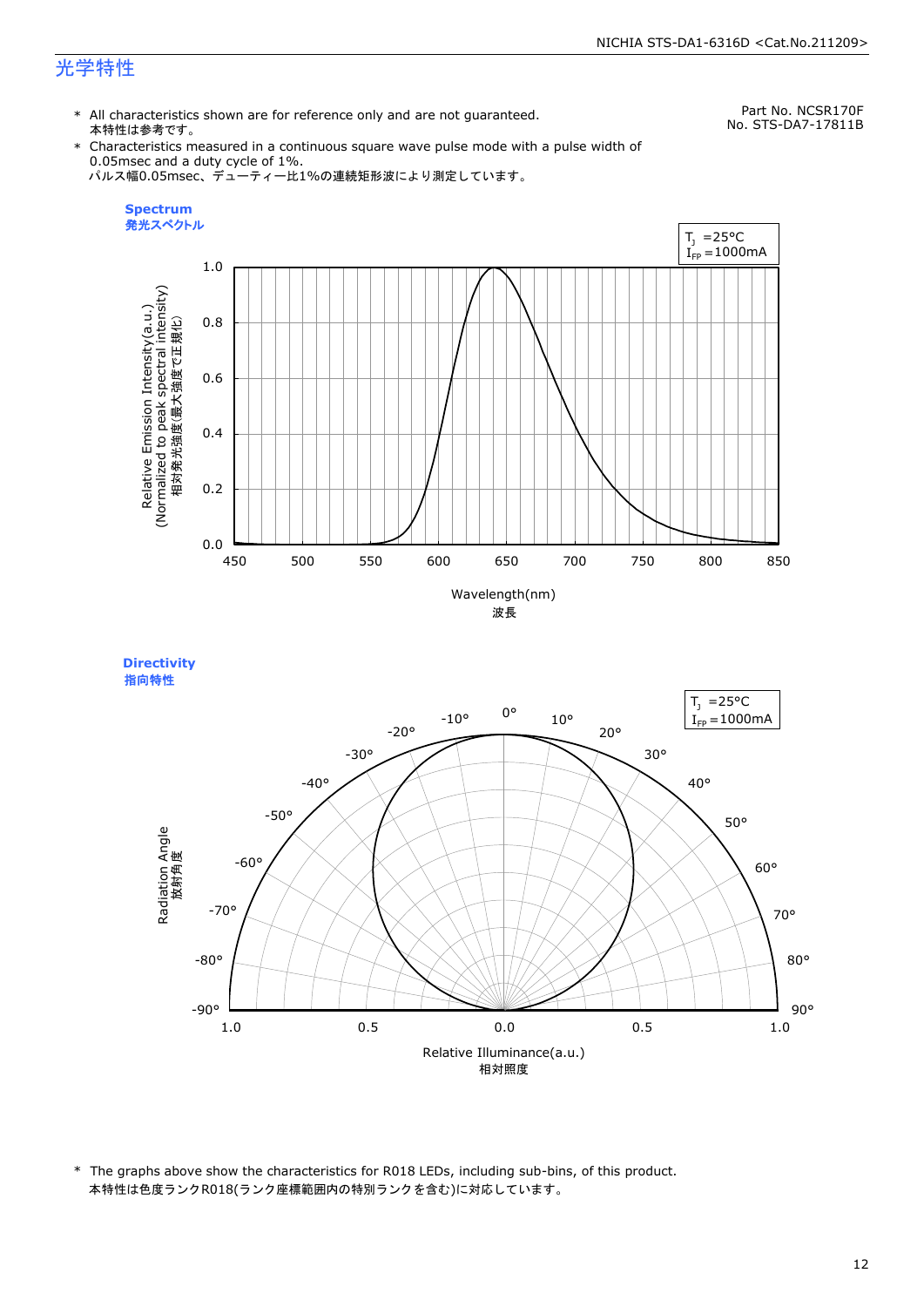# 光学特性

Part No. NCSR170F
No. STS-DA7-17811B

* All characteristics shown are for reference only and are not guaranteed.
  本特性は参考です。
* Characteristics measured in a continuous square wave pulse mode with a pulse width of 0.05msec and a duty cycle of 1%.
  パルス幅0.05msec、デューティー比1%の連続矩形波により測定しています。

**Spectrum**
**発光スペクトル**

$T_J$ =25°C
$I_{FP}$ =1000mA

Relative Emission Intensity(a.u.) (Normalized to peak spectral intensity)
相対発光強度(最大強度で正規化)

Wavelength(nm)
波長

**Directivity**
**指向特性**

$T_J$ =25°C
$I_{FP}$ =1000mA

Radiation Angle
放射角度

Relative Illuminance(a.u.)
相対照度

* The graphs above show the characteristics for R018 LEDs, including sub-bins, of this product.
  本特性は色度ランクR018(ランク座標範囲内の特別ランクを含む)に対応しています。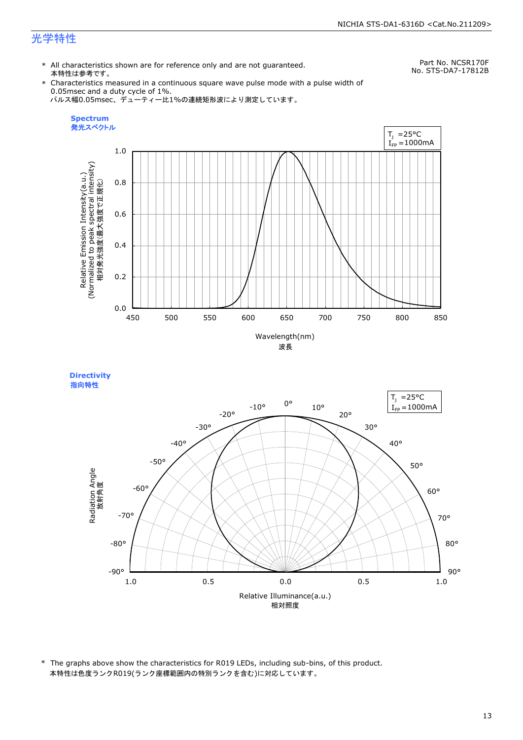# 光学特性

Part No. NCSR170F
No. STS-DA7-17812B

* All characteristics shown are for reference only and are not guaranteed.
  本特性は参考です。
* Characteristics measured in a continuous square wave pulse mode with a pulse width of 0.05msec and a duty cycle of 1%.
  パルス幅0.05msec、デューティー比1%の連続矩形波により測定しています。

**Spectrum**
**発光スペクトル**

$T_J$ =25°C
$I_{FP}$ =1000mA

Relative Emission Intensity(a.u.)
(Normalized to peak spectral intensity)
相対発光強度(最大強度で正規化)

Wavelength(nm)
波長

**Directivity**
**指向特性**

$T_J$ =25°C
$I_{FP}$ =1000mA

Radiation Angle
放射角度

Relative Illuminance(a.u.)
相対照度

* The graphs above show the characteristics for R019 LEDs, including sub-bins, of this product.
  本特性は色度ランクR019(ランク座標範囲内の特別ランクを含む)に対応しています。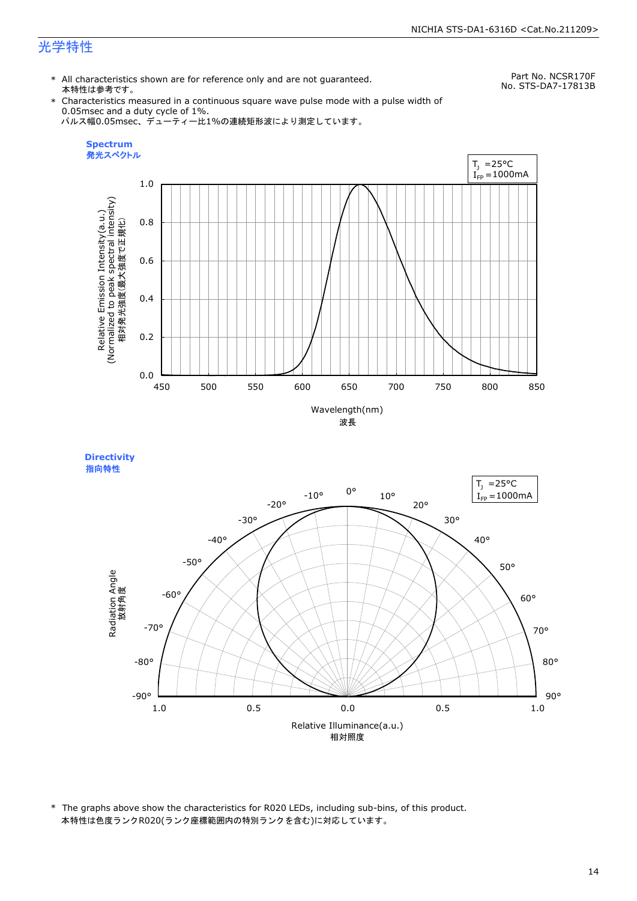# 光学特性

Part No. NCSR170F
No. STS-DA7-17813B

\* All characteristics shown are for reference only and are not guaranteed.
本特性は参考です。

\* Characteristics measured in a continuous square wave pulse mode with a pulse width of 0.05msec and a duty cycle of 1%.
パルス幅0.05msec、デューティー比1%の連続矩形波により測定しています。

**Spectrum**
**発光スペクトル**

$T_J$ =25°C
$I_{FP}$ =1000mA

Relative Emission Intensity(a.u.)
(Normalized to peak spectral intensity)
相対発光強度(最大強度で正規化)

Wavelength(nm)
波長

**Directivity**
**指向特性**

$T_J$ =25°C
$I_{FP}$ =1000mA

Radiation Angle
放射角度

Relative Illuminance(a.u.)
相対照度

\* The graphs above show the characteristics for R020 LEDs, including sub-bins, of this product.
本特性は色度ランクR020(ランク座標範囲内の特別ランクを含む)に対応しています。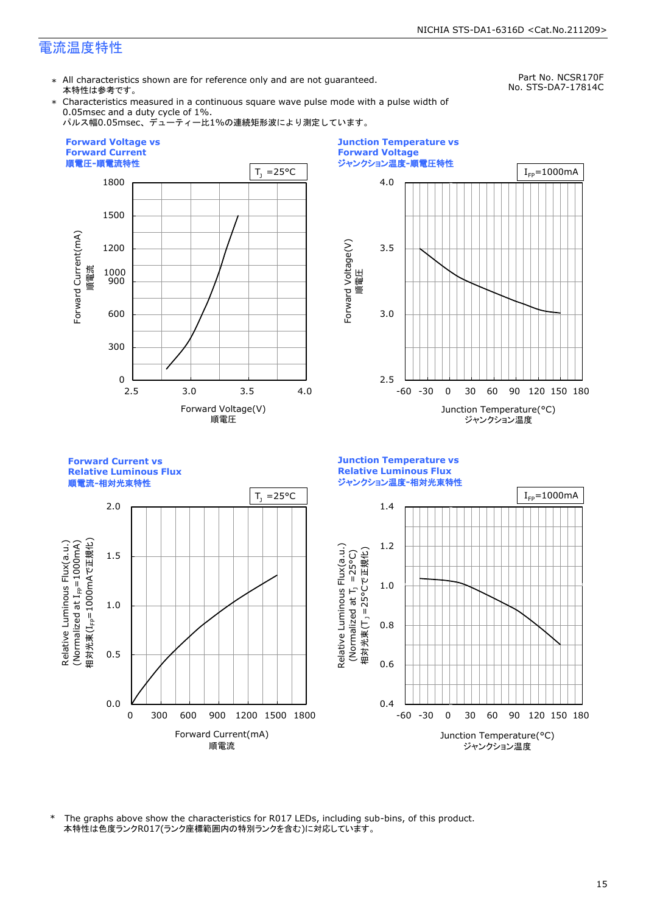## 電流温度特性

Part No. NCSR170F
No. STS-DA7-17814C

* All characteristics shown are for reference only and are not guaranteed.
  本特性は参考です。
* Characteristics measured in a continuous square wave pulse mode with a pulse width of 0.05msec and a duty cycle of 1%.
  パルス幅0.05msec、デューティー比1%の連続矩形波により測定しています。

**Forward Voltage vs Forward Current**
**順電圧-順電流特性**

$T_J$ =25°C

Forward Current(mA) 順電流 / Forward Voltage(V) 順電圧

**Junction Temperature vs Forward Voltage**
**ジャンクション温度-順電圧特性**

$I_{FP}$=1000mA

Forward Voltage(V) 順電圧 / Junction Temperature(°C) ジャンクション温度

**Forward Current vs Relative Luminous Flux**
**順電流-相対光束特性**

$T_J$ =25°C

Relative Luminous Flux(a.u.) (Normalized at $I_{FP}$=1000mA) 相対光束($I_{FP}$=1000mAで正規化) / Forward Current(mA) 順電流

**Junction Temperature vs Relative Luminous Flux**
**ジャンクション温度-相対光束特性**

$I_{FP}$=1000mA

Relative Luminous Flux(a.u.) (Normalized at $T_J$ =25°C) 相対光束($T_J$ =25°Cで正規化) / Junction Temperature(°C) ジャンクション温度

* The graphs above show the characteristics for R017 LEDs, including sub-bins, of this product.
  本特性は色度ランクR017(ランク座標範囲内の特別ランクを含む)に対応しています。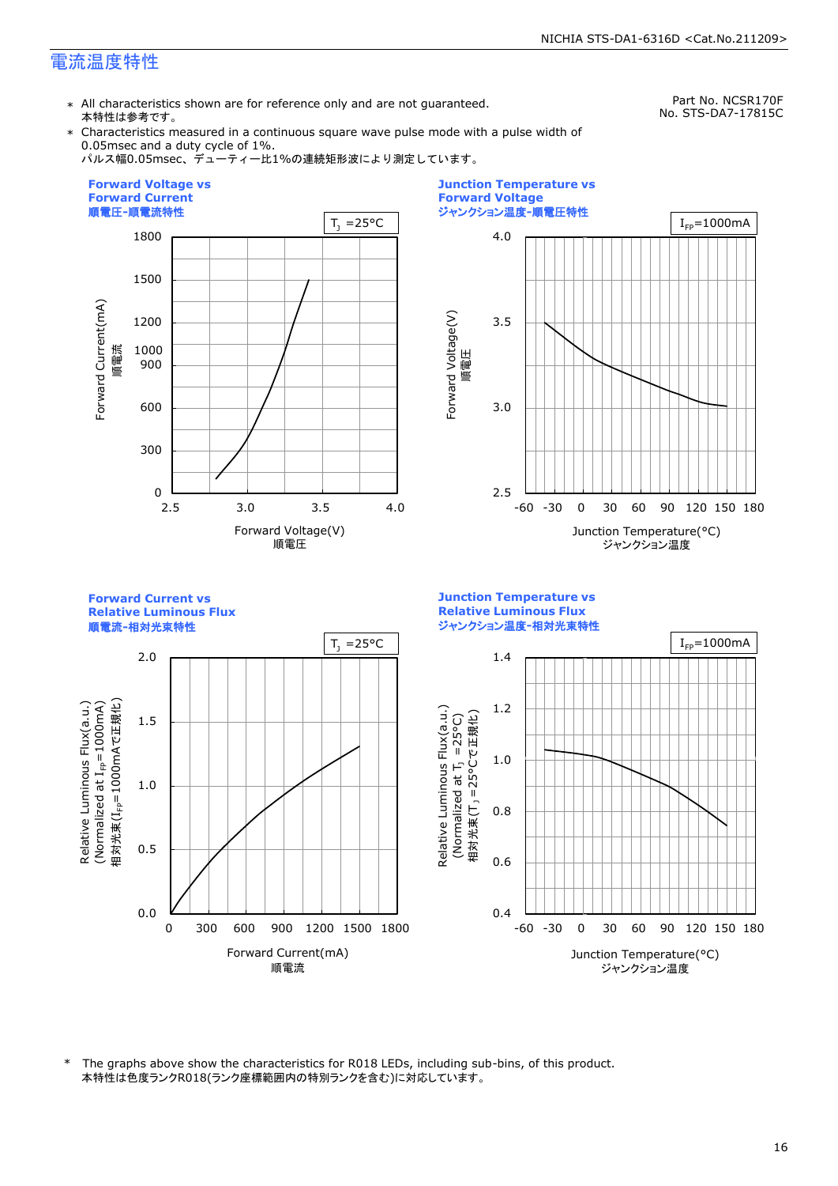# 電流温度特性

Part No. NCSR170F
No. STS-DA7-17815C

- ＊ All characteristics shown are for reference only and are not guaranteed.
  本特性は参考です。
- ＊ Characteristics measured in a continuous square wave pulse mode with a pulse width of 0.05msec and a duty cycle of 1%.
  パルス幅0.05msec、デューティー比1%の連続矩形波により測定しています。

**Forward Voltage vs Forward Current**
**順電圧-順電流特性**

$T_J$ =25°C

Forward Current(mA) 順電流: 0, 300, 600, 900, 1000, 1200, 1500, 1800

Forward Voltage(V) 順電圧: 2.5, 3.0, 3.5, 4.0

**Junction Temperature vs Forward Voltage**
**ジャンクション温度-順電圧特性**

$I_{FP}$=1000mA

Forward Voltage(V) 順電圧: 2.5, 3.0, 3.5, 4.0

Junction Temperature(°C) ジャンクション温度: -60, -30, 0, 30, 60, 90, 120, 150, 180

**Forward Current vs Relative Luminous Flux**
**順電流-相対光束特性**

$T_J$ =25°C

Relative Luminous Flux(a.u.) (Normalized at $I_{FP}$=1000mA) 相対光束($I_{FP}$=1000mAで正規化): 0.0, 0.5, 1.0, 1.5, 2.0

Forward Current(mA) 順電流: 0, 300, 600, 900, 1200, 1500, 1800

**Junction Temperature vs Relative Luminous Flux**
**ジャンクション温度-相対光束特性**

$I_{FP}$=1000mA

Relative Luminous Flux(a.u.) (Normalized at $T_J$ =25°C) 相対光束($T_J$ =25°Cで正規化): 0.4, 0.6, 0.8, 1.0, 1.2, 1.4

Junction Temperature(°C) ジャンクション温度: -60, -30, 0, 30, 60, 90, 120, 150, 180

＊ The graphs above show the characteristics for R018 LEDs, including sub-bins, of this product.
本特性は色度ランクR018(ランク座標範囲内の特別ランクを含む)に対応しています。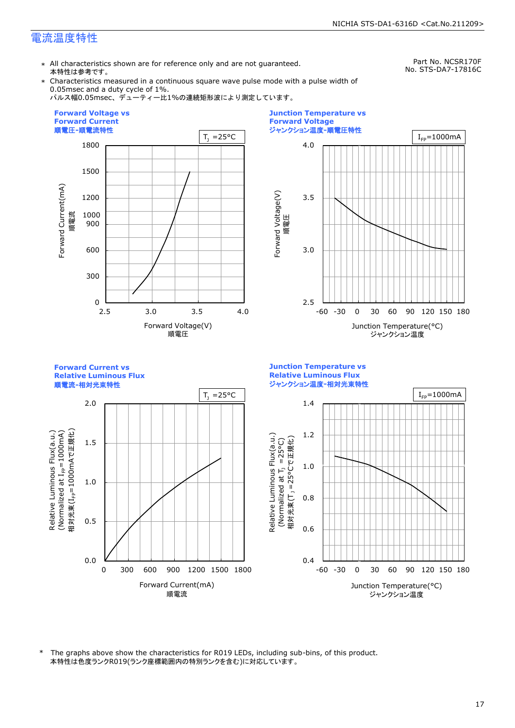## 電流温度特性

Part No. NCSR170F
No. STS-DA7-17816C

- ＊ All characteristics shown are for reference only and are not guaranteed.
  本特性は参考です。
- ＊ Characteristics measured in a continuous square wave pulse mode with a pulse width of 0.05msec and a duty cycle of 1%.
  パルス幅0.05msec、デューティー比1%の連続矩形波により測定しています。

**Forward Voltage vs Forward Current**
**順電圧-順電流特性**

$T_J$ =25°C

Forward Current(mA) 順電流 — Forward Voltage(V) 順電圧

**Junction Temperature vs Forward Voltage**
**ジャンクション温度-順電圧特性**

$I_{FP}$=1000mA

Forward Voltage(V) 順電圧 — Junction Temperature(°C) ジャンクション温度

**Forward Current vs Relative Luminous Flux**
**順電流-相対光束特性**

$T_J$ =25°C

Relative Luminous Flux(a.u.) (Normalized at $I_{FP}$=1000mA) 相対光束($I_{FP}$=1000mAで正規化) — Forward Current(mA) 順電流

**Junction Temperature vs Relative Luminous Flux**
**ジャンクション温度-相対光束特性**

$I_{FP}$=1000mA

Relative Luminous Flux(a.u.) (Normalized at $T_J$ =25°C) 相対光束($T_J$ =25°Cで正規化) — Junction Temperature(°C) ジャンクション温度

＊ The graphs above show the characteristics for R019 LEDs, including sub-bins, of this product.
本特性は色度ランクR019(ランク座標範囲内の特別ランクを含む)に対応しています。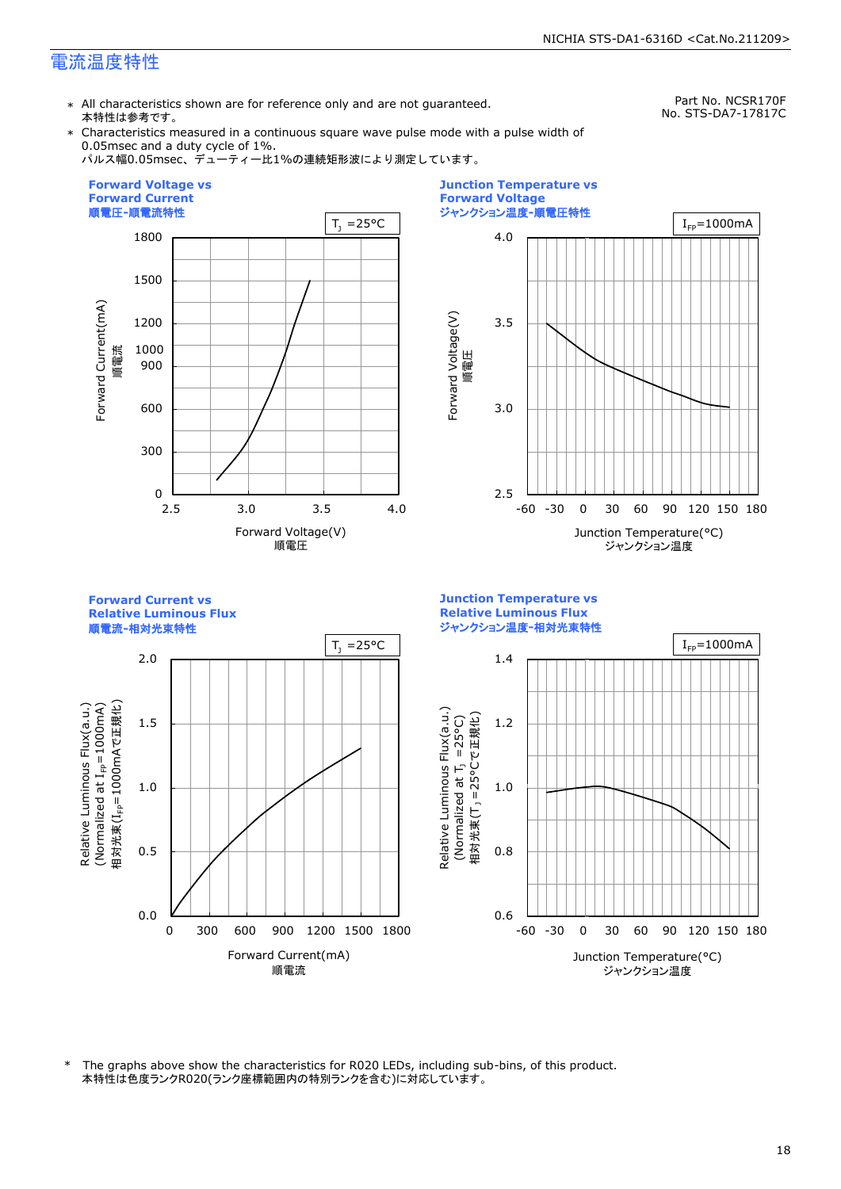## 電流温度特性

Part No. NCSR170F
No. STS-DA7-17817C

- ＊ All characteristics shown are for reference only and are not guaranteed.
  本特性は参考です。
- ＊ Characteristics measured in a continuous square wave pulse mode with a pulse width of 0.05msec and a duty cycle of 1%.
  パルス幅0.05msec、デューティー比1%の連続矩形波により測定しています。

**Forward Voltage vs Forward Current**
**順電圧-順電流特性**

$T_J$ =25°C

Forward Current(mA) 順電流 — Forward Voltage(V) 順電圧

**Junction Temperature vs Forward Voltage**
**ジャンクション温度-順電圧特性**

$I_{FP}$=1000mA

Forward Voltage(V) 順電圧 — Junction Temperature(°C) ジャンクション温度

**Forward Current vs Relative Luminous Flux**
**順電流-相対光束特性**

$T_J$ =25°C

Relative Luminous Flux(a.u.) (Normalized at $I_{FP}$=1000mA) 相対光束($I_{FP}$=1000mAで正規化) — Forward Current(mA) 順電流

**Junction Temperature vs Relative Luminous Flux**
**ジャンクション温度-相対光束特性**

$I_{FP}$=1000mA

Relative Luminous Flux(a.u.) (Normalized at $T_J$ =25°C) 相対光束($T_J$ =25°Cで正規化) — Junction Temperature(°C) ジャンクション温度

\* The graphs above show the characteristics for R020 LEDs, including sub-bins, of this product.
本特性は色度ランクR020(ランク座標範囲内の特別ランクを含む)に対応しています。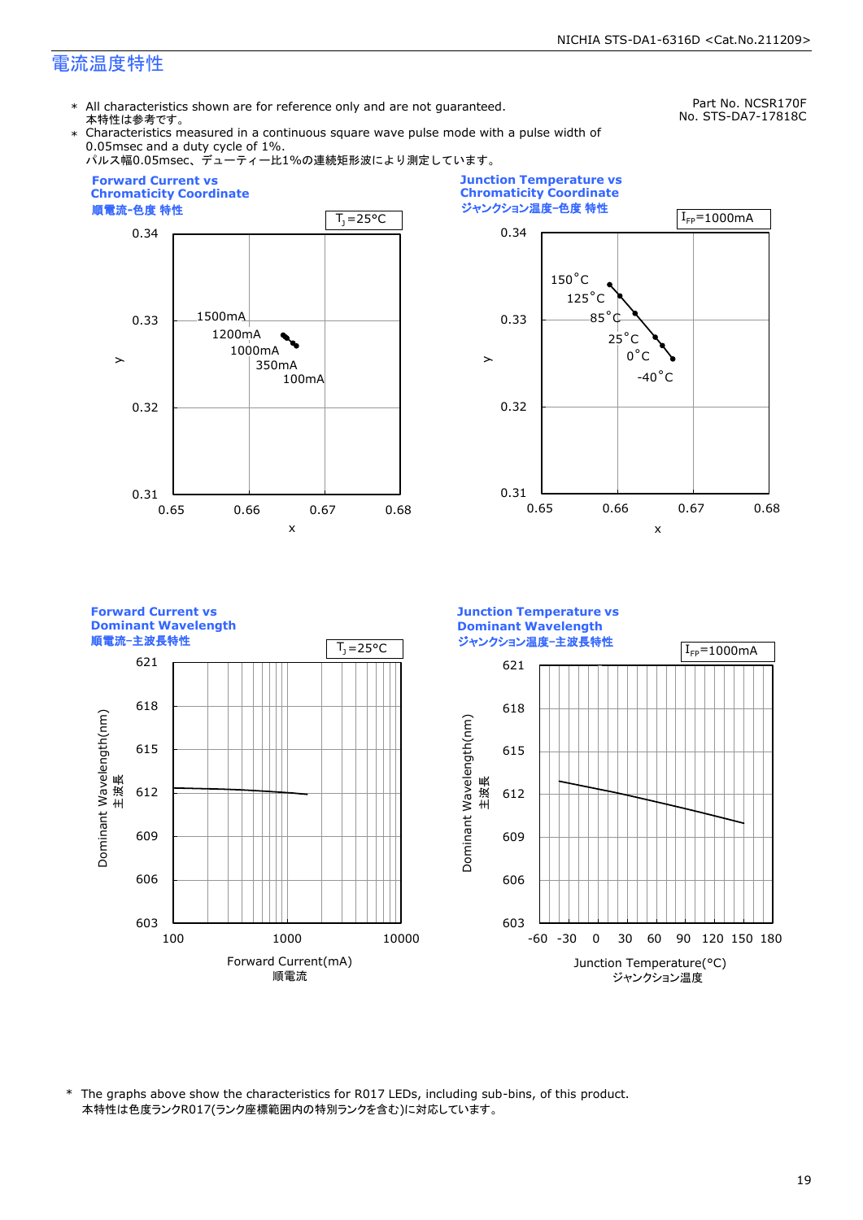## 電流温度特性

Part No. NCSR170F
No. STS-DA7-17818C

* All characteristics shown are for reference only and are not guaranteed.
  本特性は参考です。
* Characteristics measured in a continuous square wave pulse mode with a pulse width of 0.05msec and a duty cycle of 1%.
  パルス幅0.05msec、デューティー比1%の連続矩形波により測定しています。

**Forward Current vs Chromaticity Coordinate**
**順電流-色度 特性**

$T_J$=25°C

y: 0.31–0.34; x: 0.65–0.68
1500mA, 1200mA, 1000mA, 350mA, 100mA

**Junction Temperature vs Chromaticity Coordinate**
**ジャンクション温度-色度 特性**

$I_{FP}$=1000mA

y: 0.31–0.34; x: 0.65–0.68
150°C, 125°C, 85°C, 25°C, 0°C, -40°C

**Forward Current vs Dominant Wavelength**
**順電流-主波長特性**

$T_J$=25°C

Dominant Wavelength(nm) 主波長: 603–621
Forward Current(mA) 順電流: 100, 1000, 10000

**Junction Temperature vs Dominant Wavelength**
**ジャンクション温度-主波長特性**

$I_{FP}$=1000mA

Dominant Wavelength(nm) 主波長: 603–621
Junction Temperature(°C) ジャンクション温度: -60, -30, 0, 30, 60, 90, 120, 150, 180

* The graphs above show the characteristics for R017 LEDs, including sub-bins, of this product.
  本特性は色度ランクR017(ランク座標範囲内の特別ランクを含む)に対応しています。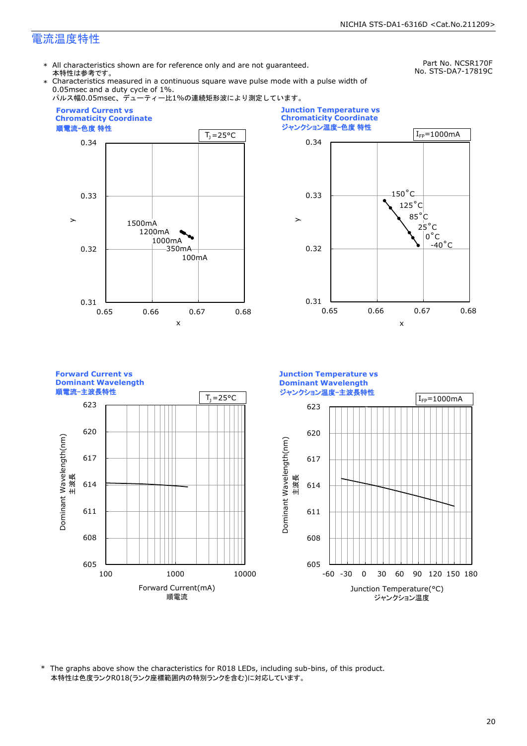## 電流温度特性

Part No. NCSR170F
No. STS-DA7-17819C

\* All characteristics shown are for reference only and are not guaranteed.
本特性は参考です。

\* Characteristics measured in a continuous square wave pulse mode with a pulse width of 0.05msec and a duty cycle of 1%.
パルス幅0.05msec、デューティー比1%の連続矩形波により測定しています。

**Forward Current vs Chromaticity Coordinate**
**順電流-色度 特性**

$T_J$=25°C

(x axis: 0.65–0.68; y axis: 0.31–0.34; labels: 1500mA, 1200mA, 1000mA, 350mA, 100mA)

**Junction Temperature vs Chromaticity Coordinate**
**ジャンクション温度-色度 特性**

$I_{FP}$=1000mA

(x axis: 0.65–0.68; y axis: 0.31–0.34; labels: 150°C, 125°C, 85°C, 25°C, 0°C, -40°C)

**Forward Current vs Dominant Wavelength**
**順電流-主波長特性**

$T_J$=25°C

Dominant Wavelength(nm) 主波長 (605–623)
Forward Current(mA) 順電流 (100, 1000, 10000)

**Junction Temperature vs Dominant Wavelength**
**ジャンクション温度-主波長特性**

$I_{FP}$=1000mA

Dominant Wavelength(nm) 主波長 (605–623)
Junction Temperature(°C) ジャンクション温度 (-60 to 180)

\* The graphs above show the characteristics for R018 LEDs, including sub-bins, of this product.
本特性は色度ランクR018(ランク座標範囲内の特別ランクを含む)に対応しています。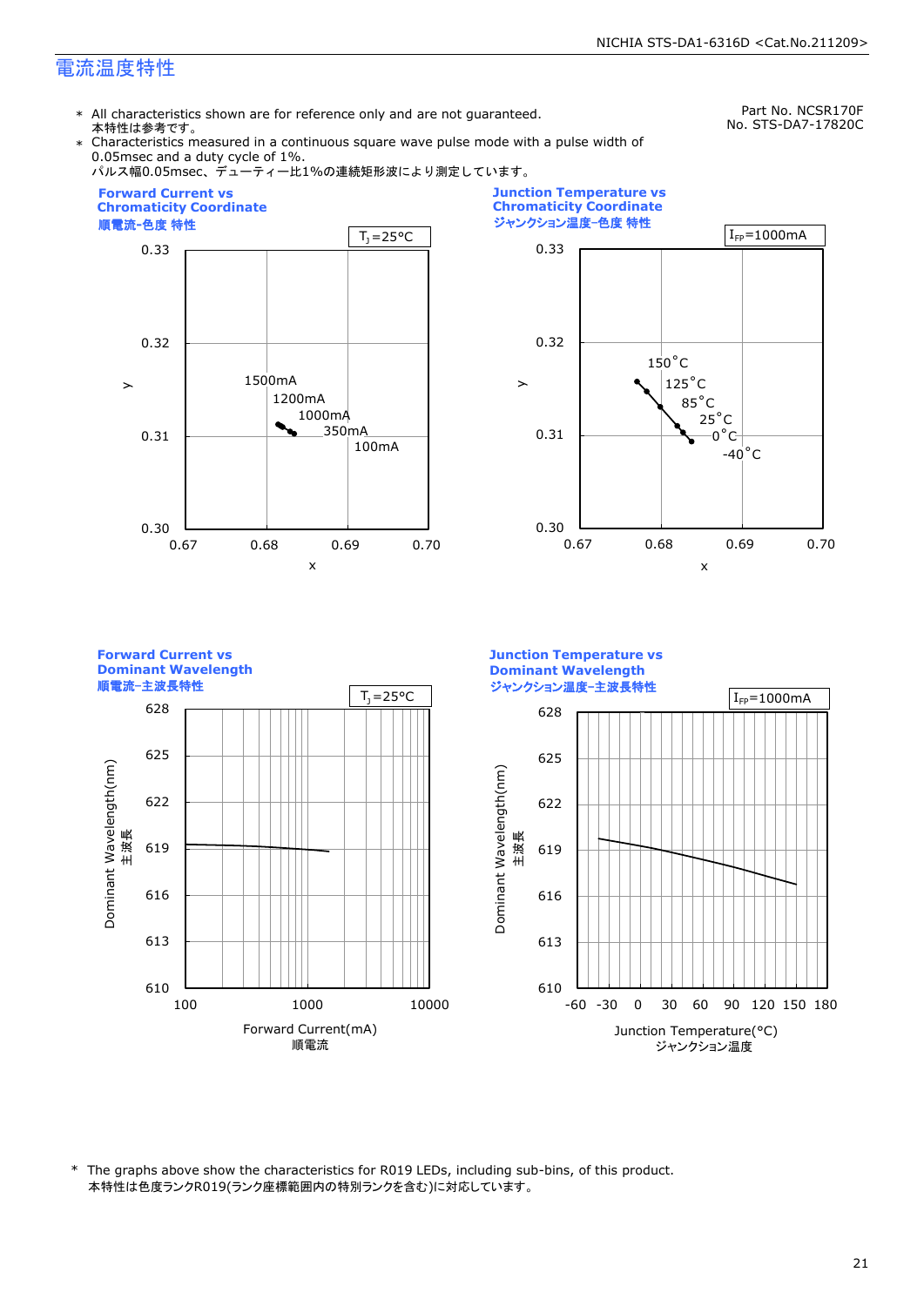# 電流温度特性

Part No. NCSR170F
No. STS-DA7-17820C

\* All characteristics shown are for reference only and are not guaranteed.
本特性は参考です。

\* Characteristics measured in a continuous square wave pulse mode with a pulse width of 0.05msec and a duty cycle of 1%.
パルス幅0.05msec、デューティー比1%の連続矩形波により測定しています。

**Forward Current vs Chromaticity Coordinate**
**順電流-色度 特性**

$T_J$=25°C

y axis: 0.30 – 0.33; x axis: 0.67 – 0.70
Labels: 1500mA, 1200mA, 1000mA, 350mA, 100mA

**Junction Temperature vs Chromaticity Coordinate**
**ジャンクション温度-色度 特性**

$I_{FP}$=1000mA

y axis: 0.30 – 0.33; x axis: 0.67 – 0.70
Labels: 150°C, 125°C, 85°C, 25°C, 0°C, -40°C

**Forward Current vs Dominant Wavelength**
**順電流-主波長特性**

$T_J$=25°C

Dominant Wavelength(nm) 主波長: 610 – 628
Forward Current(mA) 順電流: 100, 1000, 10000

**Junction Temperature vs Dominant Wavelength**
**ジャンクション温度-主波長特性**

$I_{FP}$=1000mA

Dominant Wavelength(nm) 主波長: 610 – 628
Junction Temperature(°C) ジャンクション温度: -60, -30, 0, 30, 60, 90, 120, 150, 180

\* The graphs above show the characteristics for R019 LEDs, including sub-bins, of this product.
本特性は色度ランクR019(ランク座標範囲内の特別ランクを含む)に対応しています。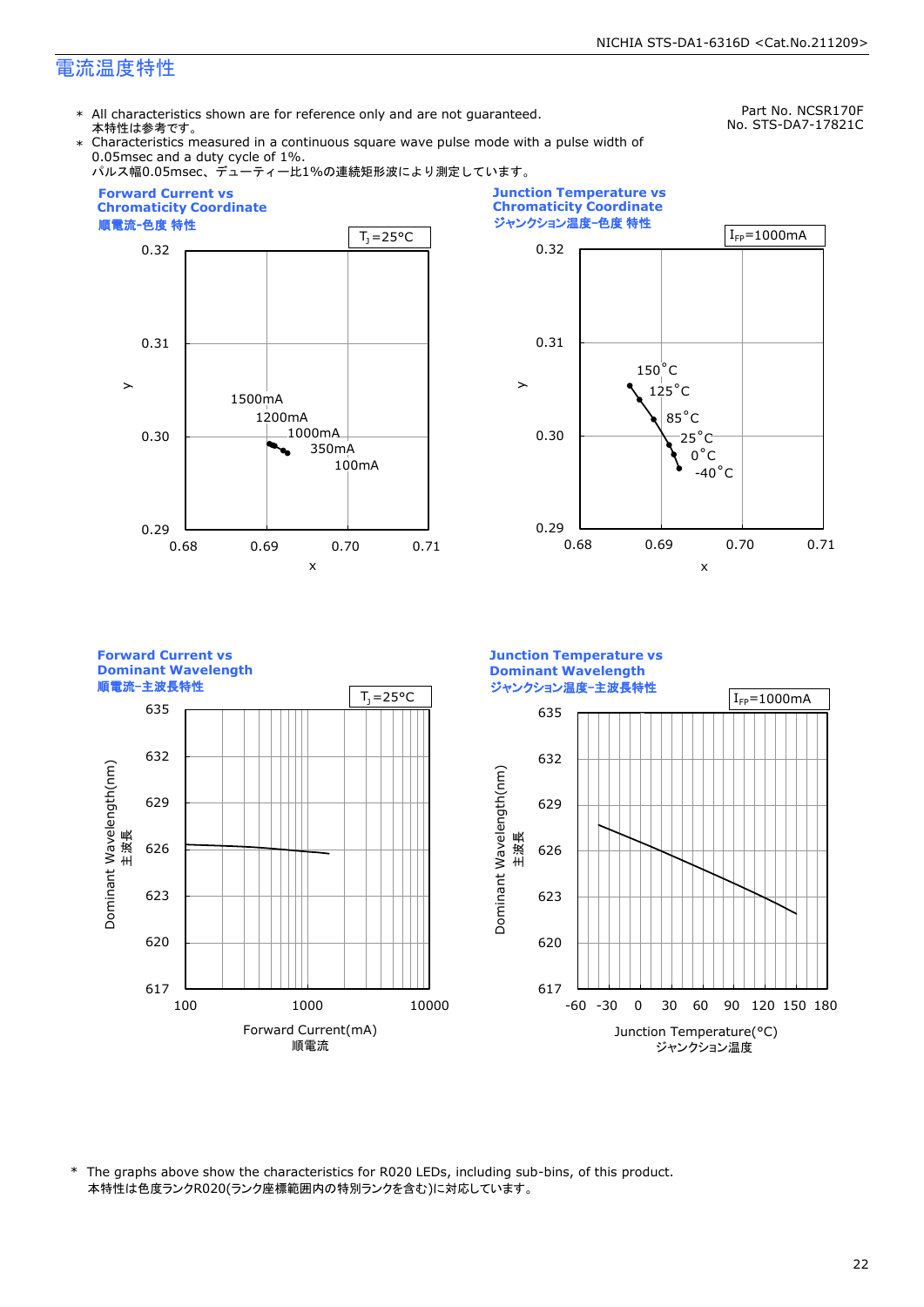## 電流温度特性

Part No. NCSR170F
No. STS-DA7-17821C

\* All characteristics shown are for reference only and are not guaranteed.
本特性は参考です。

\* Characteristics measured in a continuous square wave pulse mode with a pulse width of 0.05msec and a duty cycle of 1%.
パルス幅0.05msec、デューティー比1%の連続矩形波により測定しています。

**Forward Current vs Chromaticity Coordinate**
**順電流-色度 特性**

$T_J$=25°C

| Forward Current |
|---|
| 1500mA |
| 1200mA |
| 1000mA |
| 350mA |
| 100mA |

x: 0.68–0.71, y: 0.29–0.32

**Junction Temperature vs Chromaticity Coordinate**
**ジャンクション温度-色度 特性**

$I_{FP}$=1000mA

| Junction Temperature |
|---|
| 150°C |
| 125°C |
| 85°C |
| 25°C |
| 0°C |
| -40°C |

x: 0.68–0.71, y: 0.29–0.32

**Forward Current vs Dominant Wavelength**
**順電流-主波長特性**

$T_J$=25°C

Dominant Wavelength(nm) 主波長: 617–635
Forward Current(mA) 順電流: 100–10000

**Junction Temperature vs Dominant Wavelength**
**ジャンクション温度-主波長特性**

$I_{FP}$=1000mA

Dominant Wavelength(nm) 主波長: 617–635
Junction Temperature(°C) ジャンクション温度: -60–180

\* The graphs above show the characteristics for R020 LEDs, including sub-bins, of this product.
本特性は色度ランクR020(ランク座標範囲内の特別ランクを含む)に対応しています。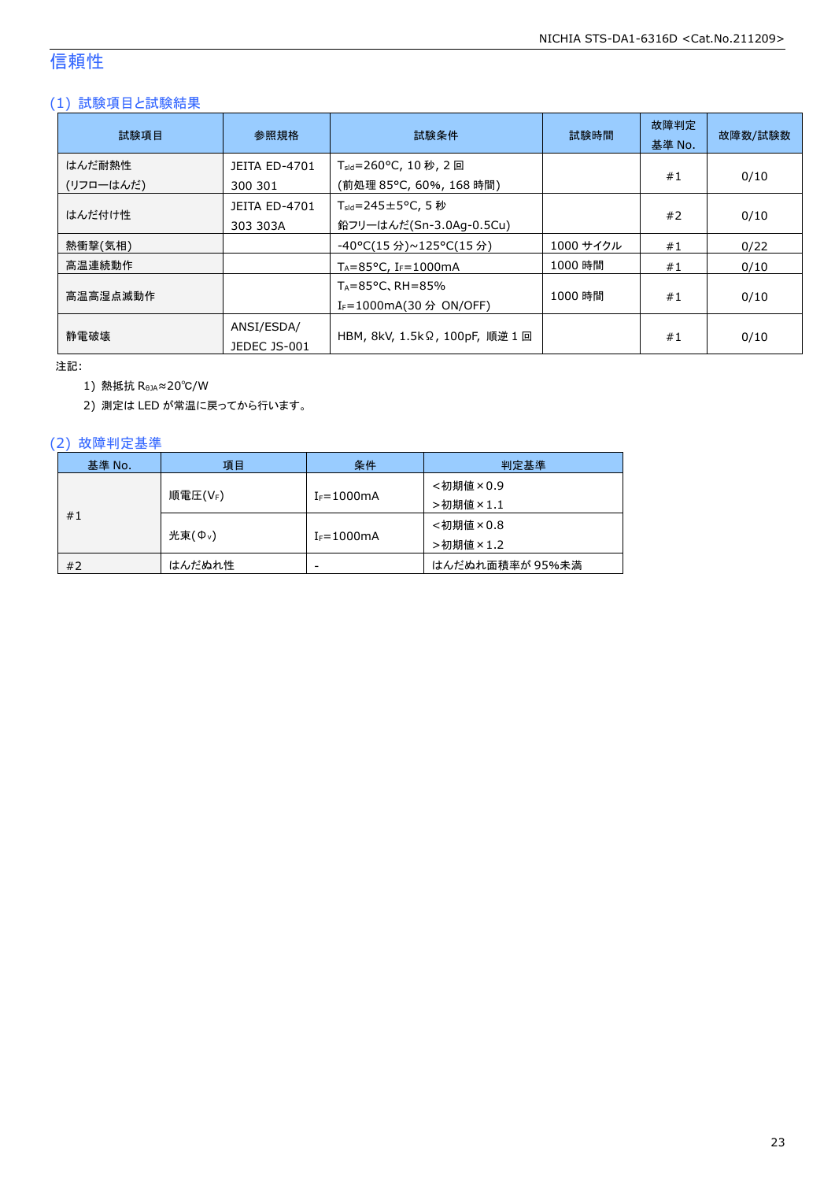# 信頼性

## (1) 試験項目と試験結果

| 試験項目 | 参照規格 | 試験条件 | 試験時間 | 故障判定基準 No. | 故障数/試験数 |
|---|---|---|---|---|---|
| はんだ耐熱性(リフローはんだ) | JEITA ED-4701 300 301 | $T_{sld}$=260°C, 10 秒, 2 回(前処理 85°C, 60%, 168 時間) | | #1 | 0/10 |
| はんだ付け性 | JEITA ED-4701 303 303A | $T_{sld}$=245±5°C, 5 秒鉛フリーはんだ(Sn-3.0Ag-0.5Cu) | | #2 | 0/10 |
| 熱衝撃(気相) | | -40°C(15 分)~125°C(15 分) | 1000 サイクル | #1 | 0/22 |
| 高温連続動作 | | $T_A$=85°C, $I_F$=1000mA | 1000 時間 | #1 | 0/10 |
| 高温高湿点滅動作 | | $T_A$=85°C、RH=85% $I_F$=1000mA(30 分 ON/OFF) | 1000 時間 | #1 | 0/10 |
| 静電破壊 | ANSI/ESDA/JEDEC JS-001 | HBM, 8kV, 1.5kΩ, 100pF, 順逆 1 回 | | #1 | 0/10 |

注記:

1) 熱抵抗 $R_{\theta JA}$≈20℃/W
2) 測定は LED が常温に戻ってから行います。

## (2) 故障判定基準

| 基準 No. | 項目 | 条件 | 判定基準 |
|---|---|---|---|
| #1 | 順電圧($V_F$) | $I_F$=1000mA | <初期値×0.9 >初期値×1.1 |
| | 光束($\Phi_V$) | $I_F$=1000mA | <初期値×0.8 >初期値×1.2 |
| #2 | はんだぬれ性 | - | はんだぬれ面積率が 95%未満 |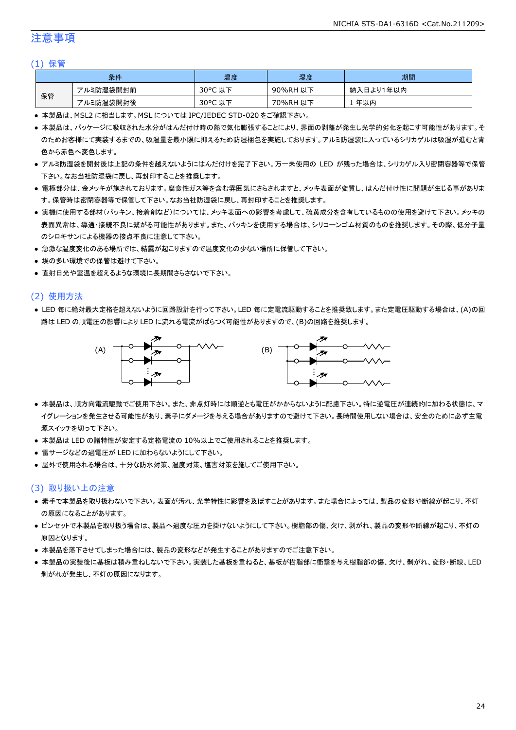# 注意事項

## (1) 保管

| 条件 | | 温度 | 湿度 | 期間 |
|---|---|---|---|---|
| 保管 | アルミ防湿袋開封前 | 30°C 以下 | 90%RH 以下 | 納入日より1年以内 |
| | アルミ防湿袋開封後 | 30°C 以下 | 70%RH 以下 | 1 年以内 |

- 本製品は、MSL2 に相当します。MSL については IPC/JEDEC STD-020 をご確認下さい。
- 本製品は、パッケージに吸収された水分がはんだ付け時の熱で気化膨張することにより、界面の剥離が発生し光学的劣化を起こす可能性があります。そのためお客様にて実装するまでの、吸湿量を最小限に抑えるため防湿梱包を実施しております。アルミ防湿袋に入っているシリカゲルは吸湿が進むと青色から赤色へ変色します。
- アルミ防湿袋を開封後は上記の条件を越えないようにはんだ付けを完了下さい。万一未使用の LED が残った場合は、シリカゲル入り密閉容器等で保管下さい。なお当社防湿袋に戻し、再封印することを推奨します。
- 電極部分は、金メッキが施されております。腐食性ガス等を含む雰囲気にさらされますと、メッキ表面が変質し、はんだ付け性に問題が生じる事があります。保管時は密閉容器等で保管して下さい。なお当社防湿袋に戻し、再封印することを推奨します。
- 実機に使用する部材(パッキン、接着剤など)については、メッキ表面への影響を考慮して、硫黄成分を含有しているものの使用を避けて下さい。メッキの表面異常は、導通・接続不良に繋がる可能性があります。また、パッキンを使用する場合は、シリコーンゴム材質のものを推奨します。その際、低分子量のシロキサンによる機器の接点不良に注意して下さい。
- 急激な温度変化のある場所では、結露が起こりますので温度変化の少ない場所に保管して下さい。
- 埃の多い環境での保管は避けて下さい。
- 直射日光や室温を超えるような環境に長期間さらさないで下さい。

## (2) 使用方法

- LED 毎に絶対最大定格を超えないように回路設計を行って下さい。LED 毎に定電流駆動することを推奨致します。また定電圧駆動する場合は、(A)の回路は LED の順電圧の影響により LED に流れる電流がばらつく可能性がありますので、(B)の回路を推奨します。

(A)　　　　　　　　(B)

- 本製品は、順方向電流駆動でご使用下さい。また、非点灯時には順逆とも電圧がかからないように配慮下さい。特に逆電圧が連続的に加わる状態は、マイグレーションを発生させる可能性があり、素子にダメージを与える場合がありますので避けて下さい。長時間使用しない場合は、安全のために必ず主電源スイッチを切って下さい。
- 本製品は LED の諸特性が安定する定格電流の 10%以上でご使用されることを推奨します。
- 雷サージなどの過電圧が LED に加わらないようにして下さい。
- 屋外で使用される場合は、十分な防水対策、湿度対策、塩害対策を施してご使用下さい。

## (3) 取り扱い上の注意

- 素手で本製品を取り扱わないで下さい。表面が汚れ、光学特性に影響を及ぼすことがあります。また場合によっては、製品の変形や断線が起こり、不灯の原因になることがあります。
- ピンセットで本製品を取り扱う場合は、製品へ過度な圧力を掛けないようにして下さい。樹脂部の傷、欠け、剥がれ、製品の変形や断線が起こり、不灯の原因となります。
- 本製品を落下させてしまった場合には、製品の変形などが発生することがありますのでご注意下さい。
- 本製品の実装後に基板は積み重ねしないで下さい。実装した基板を重ねると、基板が樹脂部に衝撃を与え樹脂部の傷、欠け、剥がれ、変形・断線、LED 剥がれが発生し、不灯の原因になります。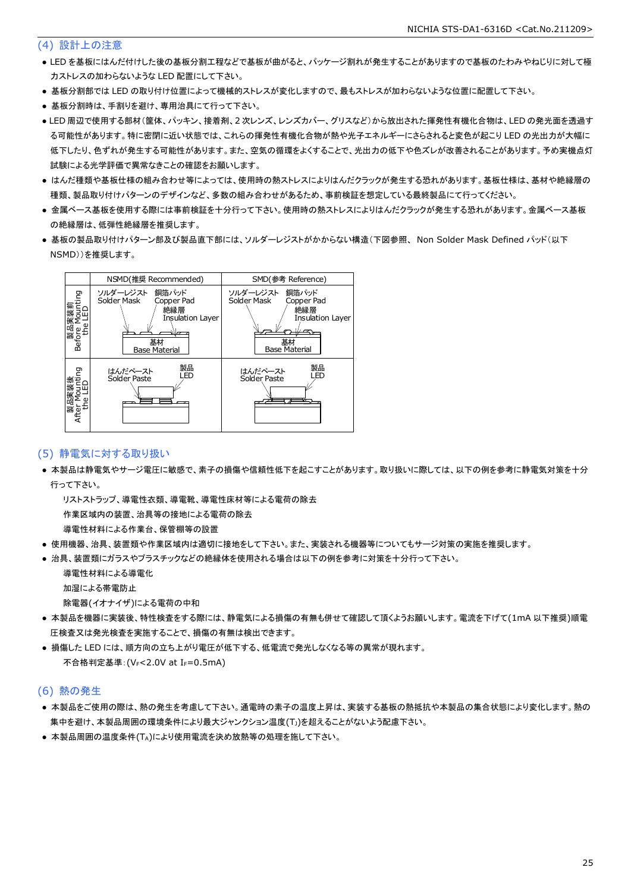## (4) 設計上の注意

- LED を基板にはんだ付けした後の基板分割工程などで基板が曲がると、パッケージ割れが発生することがありますので基板のたわみやねじりに対して極力ストレスの加わらないような LED 配置にして下さい。
- 基板分割部では LED の取り付け位置によって機械的ストレスが変化しますので、最もストレスが加わらないような位置に配置して下さい。
- 基板分割時は、手割りを避け、専用治具にて行って下さい。
- LED 周辺で使用する部材(筐体、パッキン、接着剤、2 次レンズ、レンズカバー、グリスなど)から放出された揮発性有機化合物は、LED の発光面を透過する可能性があります。特に密閉に近い状態では、これらの揮発性有機化合物が熱や光子エネルギーにさらされると変色が起こり LED の光出力が大幅に低下したり、色ずれが発生する可能性があります。また、空気の循環をよくすることで、光出力の低下や色ズレが改善されることがあります。予め実機点灯試験による光学評価で異常なきことの確認をお願いします。
- はんだ種類や基板仕様の組み合わせ等によっては、使用時の熱ストレスによりはんだクラックが発生する恐れがあります。基板仕様は、基材や絶縁層の種類、製品取り付けパターンのデザインなど、多数の組み合わせがあるため、事前検証を想定している最終製品にて行ってください。
- 金属ベース基板を使用する際には事前検証を十分行って下さい。使用時の熱ストレスによりはんだクラックが発生する恐れがあります。金属ベース基板の絶縁層は、低弾性絶縁層を推奨します。
- 基板の製品取り付けパターン部及び製品直下部には、ソルダーレジストがかからない構造(下図参照、 Non Solder Mask Defined パッド(以下 NSMD))を推奨します。

| | NSMD(推奨 Recommended) | SMD(参考 Reference) |
|---|---|---|
| 製品実装前 Before Mounting the LED | ソルダーレジスト Solder Mask / 銅箔パッド Copper Pad / 絶縁層 Insulation Layer / 基材 Base Material | ソルダーレジスト Solder Mask / 銅箔パッド Copper Pad / 絶縁層 Insulation Layer / 基材 Base Material |
| 製品実装後 After Mounting the LED | はんだペースト Solder Paste / 製品 LED | はんだペースト Solder Paste / 製品 LED |

## (5) 静電気に対する取り扱い

- 本製品は静電気やサージ電圧に敏感で、素子の損傷や信頼性低下を起こすことがあります。取り扱いに際しては、以下の例を参考に静電気対策を十分行って下さい。

  リストストラップ、導電性衣類、導電靴、導電性床材等による電荷の除去

  作業区域内の装置、治具等の接地による電荷の除去

  導電性材料による作業台、保管棚等の設置
- 使用機器、治具、装置類や作業区域内は適切に接地をして下さい。また、実装される機器等についてもサージ対策の実施を推奨します。
- 治具、装置類にガラスやプラスチックなどの絶縁体を使用される場合は以下の例を参考に対策を十分行って下さい。

  導電性材料による導電化

  加湿による帯電防止

  除電器(イオナイザ)による電荷の中和
- 本製品を機器に実装後、特性検査をする際には、静電気による損傷の有無も併せて確認して頂くようお願いします。電流を下げて(1mA 以下推奨)順電圧検査又は発光検査を実施することで、損傷の有無は検出できます。
- 損傷した LED には、順方向の立ち上がり電圧が低下する、低電流で発光しなくなる等の異常が現れます。

  不合格判定基準:($V_F$<2.0V at $I_F$=0.5mA)

## (6) 熱の発生

- 本製品をご使用の際は、熱の発生を考慮して下さい。通電時の素子の温度上昇は、実装する基板の熱抵抗や本製品の集合状態により変化します。熱の集中を避け、本製品周囲の環境条件により最大ジャンクション温度($T_J$)を超えることがないよう配慮下さい。
- 本製品周囲の温度条件($T_A$)により使用電流を決め放熱等の処理を施して下さい。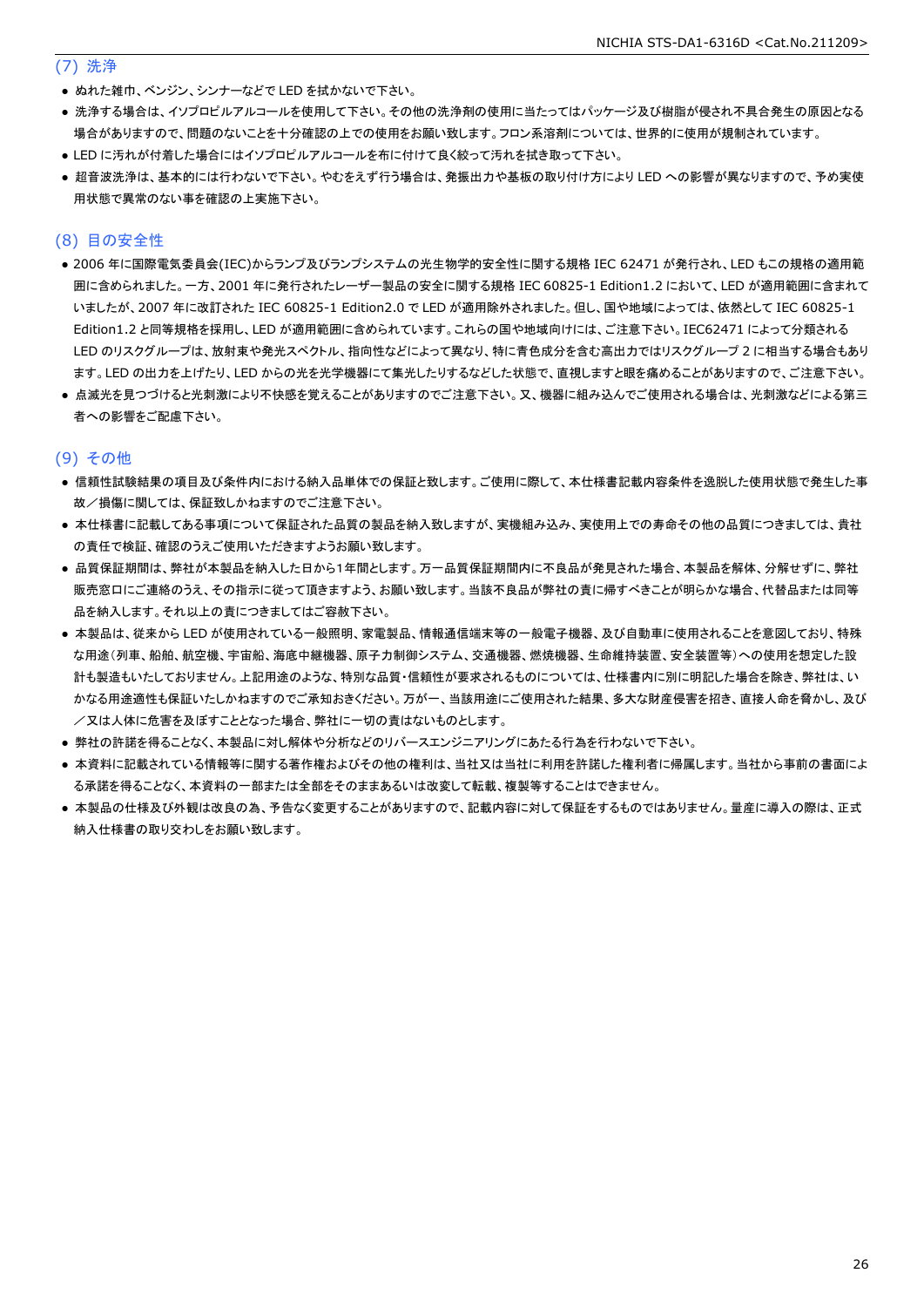### (7) 洗浄

- ぬれた雑巾、ベンジン、シンナーなどで LED を拭かないで下さい。
- 洗浄する場合は、イソプロピルアルコールを使用して下さい。その他の洗浄剤の使用に当たってはパッケージ及び樹脂が侵され不具合発生の原因となる場合がありますので、問題のないことを十分確認の上での使用をお願い致します。フロン系溶剤については、世界的に使用が規制されています。
- LED に汚れが付着した場合にはイソプロピルアルコールを布に付けて良く絞って汚れを拭き取って下さい。
- 超音波洗浄は、基本的には行わないで下さい。やむをえず行う場合は、発振出力や基板の取り付け方により LED への影響が異なりますので、予め実使用状態で異常のない事を確認の上実施下さい。

### (8) 目の安全性

- 2006 年に国際電気委員会(IEC)からランプ及びランプシステムの光生物学的安全性に関する規格 IEC 62471 が発行され、LED もこの規格の適用範囲に含められました。一方、2001 年に発行されたレーザー製品の安全に関する規格 IEC 60825-1 Edition1.2 において、LED が適用範囲に含まれていましたが、2007 年に改訂された IEC 60825-1 Edition2.0 で LED が適用除外されました。但し、国や地域によっては、依然として IEC 60825-1 Edition1.2 と同等規格を採用し、LED が適用範囲に含められています。これらの国や地域向けには、ご注意下さい。IEC62471 によって分類される LED のリスクグループは、放射束や発光スペクトル、指向性などによって異なり、特に青色成分を含む高出力ではリスクグループ 2 に相当する場合もあります。LED の出力を上げたり、LED からの光を光学機器にて集光したりするなどした状態で、直視しますと眼を痛めることがありますので、ご注意下さい。
- 点滅光を見つづけると光刺激により不快感を覚えることがありますのでご注意下さい。又、機器に組み込んでご使用される場合は、光刺激などによる第三者への影響をご配慮下さい。

### (9) その他

- 信頼性試験結果の項目及び条件内における納入品単体での保証と致します。ご使用に際して、本仕様書記載内容条件を逸脱した使用状態で発生した事故／損傷に関しては、保証致しかねますのでご注意下さい。
- 本仕様書に記載してある事項について保証された品質の製品を納入致しますが、実機組み込み、実使用上での寿命その他の品質につきましては、貴社の責任で検証、確認のうえご使用いただきますようお願い致します。
- 品質保証期間は、弊社が本製品を納入した日から1年間とします。万一品質保証期間内に不良品が発見された場合、本製品を解体、分解せずに、弊社販売窓口にご連絡のうえ、その指示に従って頂きますよう、お願い致します。当該不良品が弊社の責に帰すべきことが明らかな場合、代替品または同等品を納入します。それ以上の責につきましてはご容赦下さい。
- 本製品は、従来から LED が使用されている一般照明、家電製品、情報通信端末等の一般電子機器、及び自動車に使用されることを意図しており、特殊な用途(列車、船舶、航空機、宇宙船、海底中継機器、原子力制御システム、交通機器、燃焼機器、生命維持装置、安全装置等)への使用を想定した設計も製造もいたしておりません。上記用途のような、特別な品質･信頼性が要求されるものについては、仕様書内に別に明記した場合を除き、弊社は、いかなる用途適性も保証いたしかねますのでご承知おきください。万が一、当該用途にご使用された結果、多大な財産侵害を招き、直接人命を脅かし、及び／又は人体に危害を及ぼすこととなった場合、弊社に一切の責はないものとします。
- 弊社の許諾を得ることなく、本製品に対し解体や分析などのリバースエンジニアリングにあたる行為を行わないで下さい。
- 本資料に記載されている情報等に関する著作権およびその他の権利は、当社又は当社に利用を許諾した権利者に帰属します。当社から事前の書面による承諾を得ることなく、本資料の一部または全部をそのままあるいは改変して転載、複製等することはできません。
- 本製品の仕様及び外観は改良の為、予告なく変更することがありますので、記載内容に対して保証をするものではありません。量産に導入の際は、正式納入仕様書の取り交わしをお願い致します。